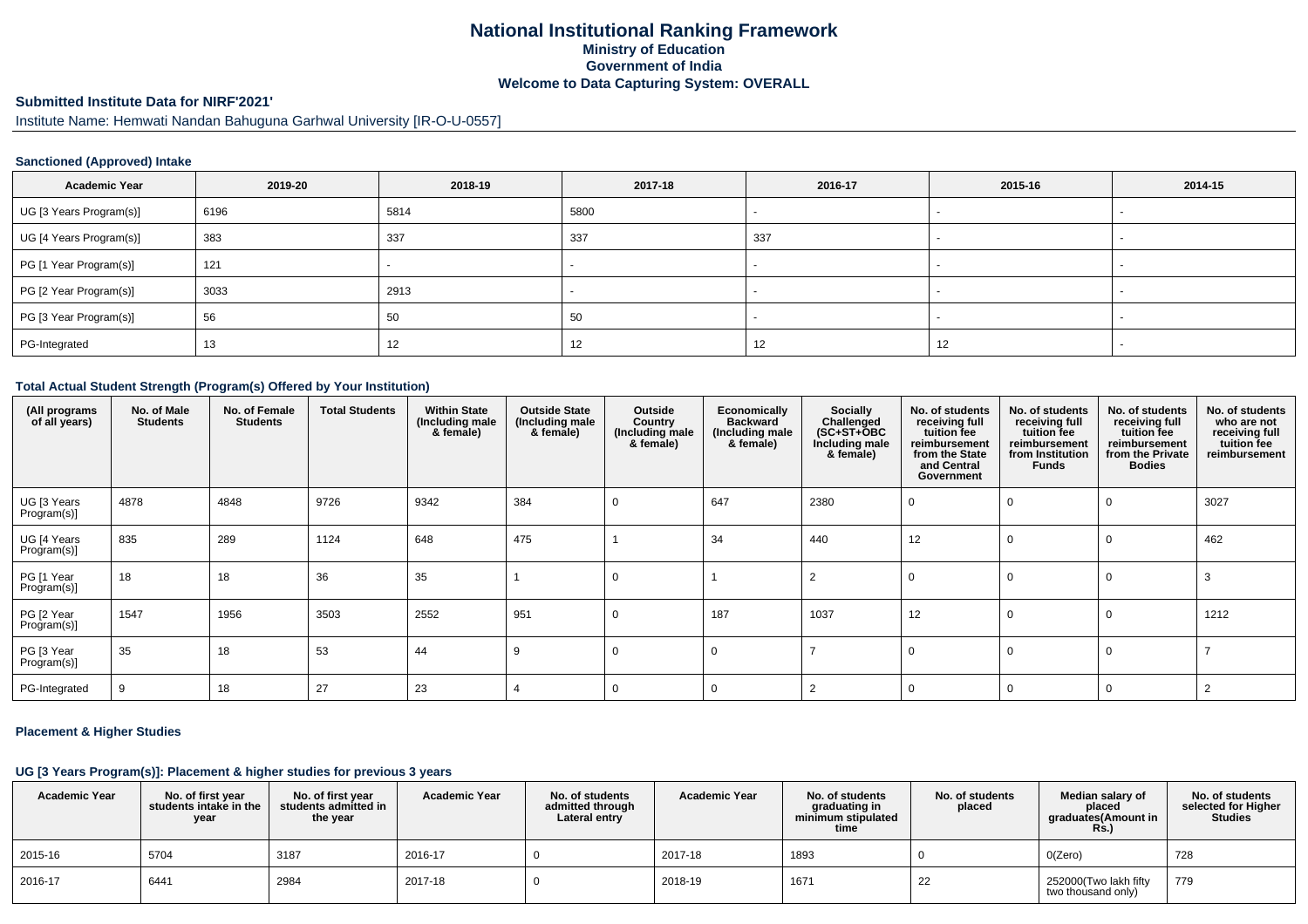# National Institutional Ranking Framework
## Ministry of Education
## Government of India
## Welcome to Data Capturing System: OVERALL

**Submitted Institute Data for NIRF'2021'**

Institute Name: Hemwati Nandan Bahuguna Garhwal University [IR-O-U-0557]

### Sanctioned (Approved) Intake

| Academic Year | 2019-20 | 2018-19 | 2017-18 | 2016-17 | 2015-16 | 2014-15 |
|---|---|---|---|---|---|---|
| UG [3 Years Program(s)] | 6196 | 5814 | 5800 | - | - | - |
| UG [4 Years Program(s)] | 383 | 337 | 337 | 337 | - | - |
| PG [1 Year Program(s)] | 121 | - | - | - | - | - |
| PG [2 Year Program(s)] | 3033 | 2913 | - | - | - | - |
| PG [3 Year Program(s)] | 56 | 50 | 50 | - | - | - |
| PG-Integrated | 13 | 12 | 12 | 12 | 12 | - |

### Total Actual Student Strength (Program(s) Offered by Your Institution)

| (All programs of all years) | No. of Male Students | No. of Female Students | Total Students | Within State (Including male & female) | Outside State (Including male & female) | Outside Country (Including male & female) | Economically Backward (Including male & female) | Socially Challenged (SC+ST+OBC Including male & female) | No. of students receiving full tuition fee reimbursement from the State and Central Government | No. of students receiving full tuition fee reimbursement from Institution Funds | No. of students receiving full tuition fee reimbursement from the Private Bodies | No. of students who are not receiving full tuition fee reimbursement |
|---|---|---|---|---|---|---|---|---|---|---|---|---|
| UG [3 Years Program(s)] | 4878 | 4848 | 9726 | 9342 | 384 | 0 | 647 | 2380 | 0 | 0 | 0 | 3027 |
| UG [4 Years Program(s)] | 835 | 289 | 1124 | 648 | 475 | 1 | 34 | 440 | 12 | 0 | 0 | 462 |
| PG [1 Year Program(s)] | 18 | 18 | 36 | 35 | 1 | 0 | 1 | 2 | 0 | 0 | 0 | 3 |
| PG [2 Year Program(s)] | 1547 | 1956 | 3503 | 2552 | 951 | 0 | 187 | 1037 | 12 | 0 | 0 | 1212 |
| PG [3 Year Program(s)] | 35 | 18 | 53 | 44 | 9 | 0 | 0 | 7 | 0 | 0 | 0 | 7 |
| PG-Integrated | 9 | 18 | 27 | 23 | 4 | 0 | 0 | 2 | 0 | 0 | 0 | 2 |

### Placement & Higher Studies

#### UG [3 Years Program(s)]: Placement & higher studies for previous 3 years

| Academic Year | No. of first year students intake in the year | No. of first year students admitted in the year | Academic Year | No. of students admitted through Lateral entry | Academic Year | No. of students graduating in minimum stipulated time | No. of students placed | Median salary of placed graduates(Amount in Rs.) | No. of students selected for Higher Studies |
|---|---|---|---|---|---|---|---|---|---|
| 2015-16 | 5704 | 3187 | 2016-17 | 0 | 2017-18 | 1893 | 0 | 0(Zero) | 728 |
| 2016-17 | 6441 | 2984 | 2017-18 | 0 | 2018-19 | 1671 | 22 | 252000(Two lakh fifty two thousand only) | 779 |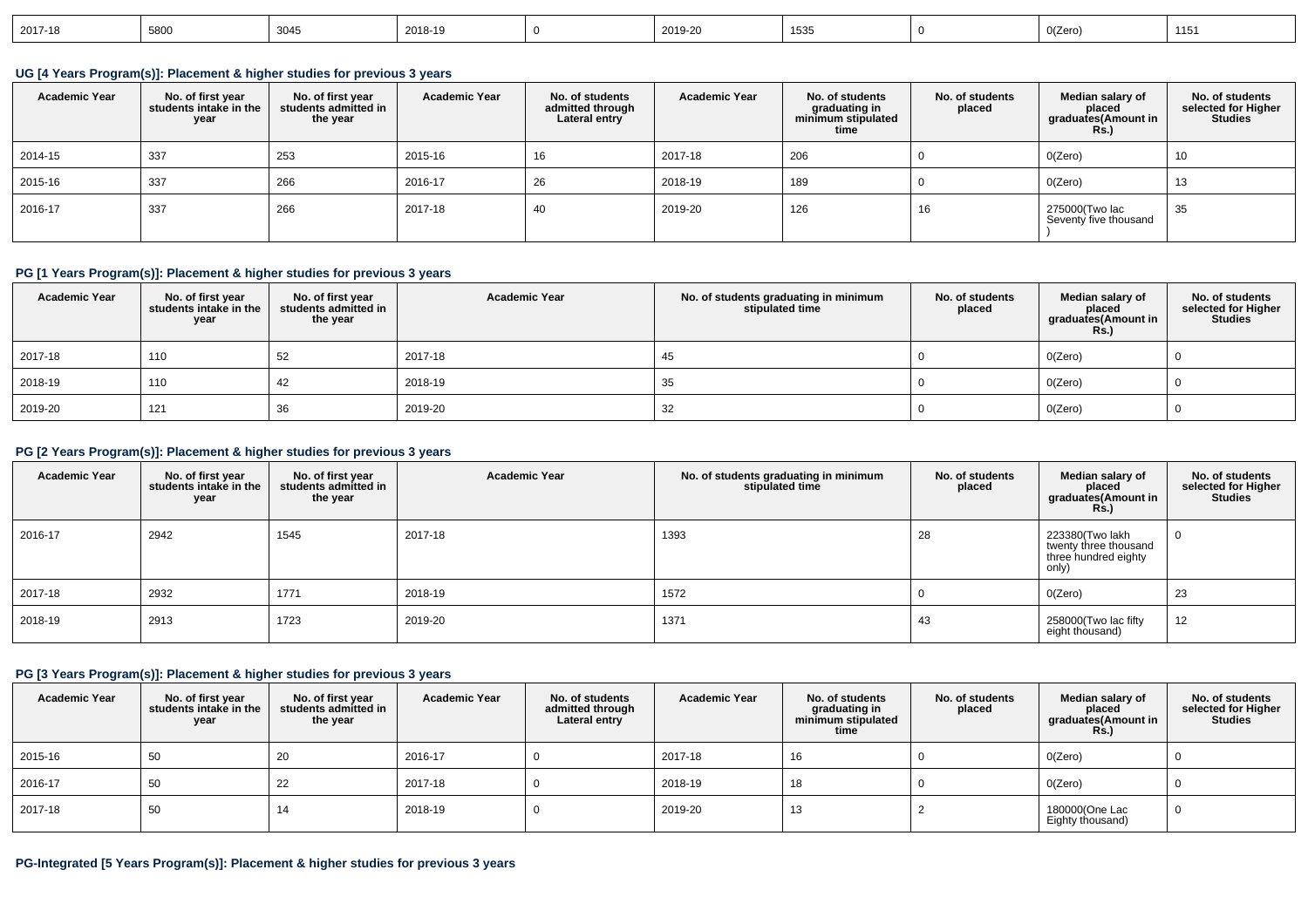| 2017-18 | 5800 | 3045 | 2018-19 | 0 | 2019-20 | 1535 | 0 | 0(Zero) | 1151 |
|---|---|---|---|---|---|---|---|---|---|

### UG [4 Years Program(s)]: Placement & higher studies for previous 3 years

| Academic Year | No. of first year students intake in the year | No. of first year students admitted in the year | Academic Year | No. of students admitted through Lateral entry | Academic Year | No. of students graduating in minimum stipulated time | No. of students placed | Median salary of placed graduates(Amount in Rs.) | No. of students selected for Higher Studies |
|---|---|---|---|---|---|---|---|---|---|
| 2014-15 | 337 | 253 | 2015-16 | 16 | 2017-18 | 206 | 0 | 0(Zero) | 10 |
| 2015-16 | 337 | 266 | 2016-17 | 26 | 2018-19 | 189 | 0 | 0(Zero) | 13 |
| 2016-17 | 337 | 266 | 2017-18 | 40 | 2019-20 | 126 | 16 | 275000(Two lac Seventy five thousand ) | 35 |

### PG [1 Years Program(s)]: Placement & higher studies for previous 3 years

| Academic Year | No. of first year students intake in the year | No. of first year students admitted in the year | Academic Year | No. of students graduating in minimum stipulated time | No. of students placed | Median salary of placed graduates(Amount in Rs.) | No. of students selected for Higher Studies |
|---|---|---|---|---|---|---|---|
| 2017-18 | 110 | 52 | 2017-18 | 45 | 0 | 0(Zero) | 0 |
| 2018-19 | 110 | 42 | 2018-19 | 35 | 0 | 0(Zero) | 0 |
| 2019-20 | 121 | 36 | 2019-20 | 32 | 0 | 0(Zero) | 0 |

### PG [2 Years Program(s)]: Placement & higher studies for previous 3 years

| Academic Year | No. of first year students intake in the year | No. of first year students admitted in the year | Academic Year | No. of students graduating in minimum stipulated time | No. of students placed | Median salary of placed graduates(Amount in Rs.) | No. of students selected for Higher Studies |
|---|---|---|---|---|---|---|---|
| 2016-17 | 2942 | 1545 | 2017-18 | 1393 | 28 | 223380(Two lakh twenty three thousand three hundred eighty only) | 0 |
| 2017-18 | 2932 | 1771 | 2018-19 | 1572 | 0 | 0(Zero) | 23 |
| 2018-19 | 2913 | 1723 | 2019-20 | 1371 | 43 | 258000(Two lac fifty eight thousand) | 12 |

### PG [3 Years Program(s)]: Placement & higher studies for previous 3 years

| Academic Year | No. of first year students intake in the year | No. of first year students admitted in the year | Academic Year | No. of students admitted through Lateral entry | Academic Year | No. of students graduating in minimum stipulated time | No. of students placed | Median salary of placed graduates(Amount in Rs.) | No. of students selected for Higher Studies |
|---|---|---|---|---|---|---|---|---|---|
| 2015-16 | 50 | 20 | 2016-17 | 0 | 2017-18 | 16 | 0 | 0(Zero) | 0 |
| 2016-17 | 50 | 22 | 2017-18 | 0 | 2018-19 | 18 | 0 | 0(Zero) | 0 |
| 2017-18 | 50 | 14 | 2018-19 | 0 | 2019-20 | 13 | 2 | 180000(One Lac Eighty thousand) | 0 |

### PG-Integrated [5 Years Program(s)]: Placement & higher studies for previous 3 years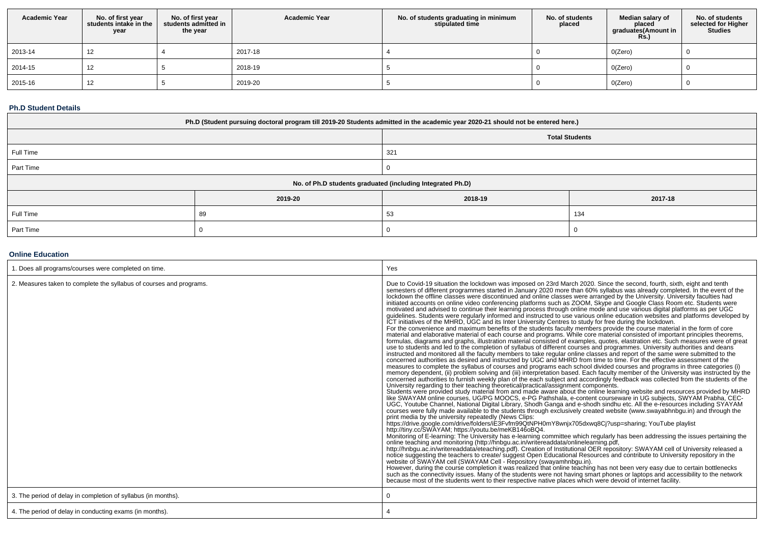| Academic Year | No. of first year students intake in the year | No. of first year students admitted in the year | Academic Year | No. of students graduating in minimum stipulated time | No. of students placed | Median salary of placed graduates(Amount in Rs.) | No. of students selected for Higher Studies |
|---|---|---|---|---|---|---|---|
| 2013-14 | 12 | 4 | 2017-18 | 4 | 0 | 0(Zero) | 0 |
| 2014-15 | 12 | 5 | 2018-19 | 5 | 0 | 0(Zero) | 0 |
| 2015-16 | 12 | 5 | 2019-20 | 5 | 0 | 0(Zero) | 0 |

### Ph.D Student Details

| Ph.D (Student pursuing doctoral program till 2019-20 Students admitted in the academic year 2020-21 should not be entered here.) | | | |
|---|---|---|---|
| | | Total Students | |
| Full Time | | 321 | |
| Part Time | | 0 | |
| No. of Ph.D students graduated (including Integrated Ph.D) | | | |
| | 2019-20 | 2018-19 | 2017-18 |
| Full Time | 89 | 53 | 134 |
| Part Time | 0 | 0 | 0 |

### Online Education

| | |
|---|---|
| 1. Does all programs/courses were completed on time. | Yes |
| 2. Measures taken to complete the syllabus of courses and programs. | Due to Covid-19 situation the lockdown was imposed on 23rd March 2020. Since the second, fourth, sixth, eight and tenth semesters of different programmes started in January 2020 more than 60% syllabus was already completed. In the event of the lockdown the offline classes were discontinued and online classes were arranged by the University. University faculties had initiated accounts on online video conferencing platforms such as ZOOM, Skype and Google Class Room etc. Students were motivated and advised to continue their learning process through online mode and use various digital platforms as per UGC guidelines. Students were regularly informed and instructed to use various online education websites and platforms developed by ICT initiatives of the MHRD, UGC and its Inter University Centres to study for free during the lockdown.<br>For the convenience and maximum benefits of the students faculty members provide the course material in the form of core material and elaborative material of each course and programs. While core material consisted of important principles theorems, formulas, diagrams and graphs, illustration material consisted of examples, quotes, elastration etc. Such measures were of great use to students and led to the completion of syllabus of different courses and programmes. University authorities and deans instructed and monitored all the faculty members to take regular online classes and report of the same were submitted to the concerned authorities as desired and instructed by UGC and MHRD from time to time. For the effective assessment of the measures to complete the syllabus of courses and programs each school divided courses and programs in three categories (i) memory dependent, (ii) problem solving and (iii) interpretation based. Each faculty member of the University was instructed by the concerned authorities to furnish weekly plan of the each subject and accordingly feedback was collected from the students of the University regarding to their teaching theoretical/practical/assignment components.<br>Students were provided study material from and made aware about the online learning website and resources provided by MHRD like SWAYAM online courses, UG/PG MOOCS, e-PG Pathshala, e-content courseware in UG subjects, SWYAM Prabha, CEC-UGC, Youtube Channel, National Digital Library, Shodh Ganga and e-shodh sindhu etc. All the e-resources including SYAYAM courses were fully made available to the students through exclusively created website (www.swayabhnbgu.in) and through the print media by the university repeatedly (News Clips:<br>https://drive.google.com/drive/folders/iE3Fvfm99QtNPH0mY8wnjx705dxwq8Cj?usp=sharing; YouTube playlist http://tiny.cc/SWAYAM; https://youtu.be/meKB146oBQ4.<br>Monitoring of E-learning: The University has e-learning committee which regularly has been addressing the issues pertaining the online teaching and monitoring (http://hnbgu.ac.in/writereaddata/onlinelearning.pdf,<br>http://hnbgu.ac.in/writereaddata/eteaching.pdf). Creation of Institutional OER repository: SWAYAM cell of University released a notice suggesting the teachers to create/ suggest Open Educational Resources and contribute to University repository in the website of SWAYAM cell (SWAYAM Cell - Repository (swayamhnbgu.in).<br>However, during the course completion it was realized that online teaching has not been very easy due to certain bottlenecks such as the connectivity issues. Many of the students were not having smart phones or laptops and accessibility to the network because most of the students went to their respective native places which were devoid of internet facility. |
| 3. The period of delay in completion of syllabus (in months). | 0 |
| 4. The period of delay in conducting exams (in months). | 4 |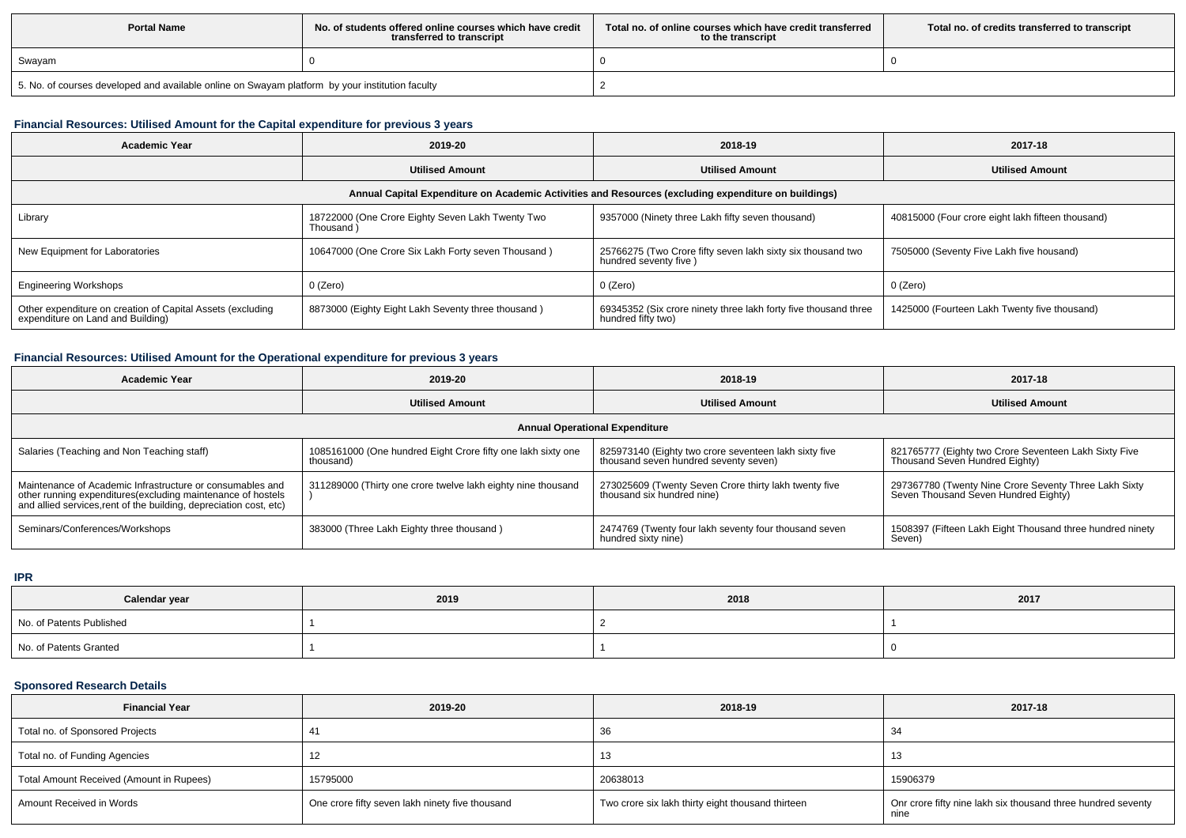| Portal Name | No. of students offered online courses which have credit transferred to transcript | Total no. of online courses which have credit transferred to the transcript | Total no. of credits transferred to transcript |
|---|---|---|---|
| Swayam | 0 | 0 | 0 |
| 5. No. of courses developed and available online on Swayam platform by your institution faculty | | 2 | |

### Financial Resources: Utilised Amount for the Capital expenditure for previous 3 years

| Academic Year | 2019-20 | 2018-19 | 2017-18 |
|---|---|---|---|
| | Utilised Amount | Utilised Amount | Utilised Amount |
| Annual Capital Expenditure on Academic Activities and Resources (excluding expenditure on buildings) | | | |
| Library | 18722000 (One Crore Eighty Seven Lakh Twenty Two Thousand ) | 9357000 (Ninety three Lakh fifty seven thousand) | 40815000 (Four crore eight lakh fifteen thousand) |
| New Equipment for Laboratories | 10647000 (One Crore Six Lakh Forty seven Thousand ) | 25766275 (Two Crore fifty seven lakh sixty six thousand two hundred seventy five ) | 7505000 (Seventy Five Lakh five housand) |
| Engineering Workshops | 0 (Zero) | 0 (Zero) | 0 (Zero) |
| Other expenditure on creation of Capital Assets (excluding expenditure on Land and Building) | 8873000 (Eighty Eight Lakh Seventy three thousand ) | 69345352 (Six crore ninety three lakh forty five thousand three hundred fifty two) | 1425000 (Fourteen Lakh Twenty five thousand) |

### Financial Resources: Utilised Amount for the Operational expenditure for previous 3 years

| Academic Year | 2019-20 | 2018-19 | 2017-18 |
|---|---|---|---|
| | Utilised Amount | Utilised Amount | Utilised Amount |
| Annual Operational Expenditure | | | |
| Salaries (Teaching and Non Teaching staff) | 1085161000 (One hundred Eight Crore fifty one lakh sixty one thousand) | 825973140 (Eighty two crore seventeen lakh sixty five thousand seven hundred seventy seven) | 821765777 (Eighty two Crore Seventeen Lakh Sixty Five Thousand Seven Hundred Eighty) |
| Maintenance of Academic Infrastructure or consumables and other running expenditures(excluding maintenance of hostels and allied services,rent of the building, depreciation cost, etc) | 311289000 (Thirty one crore twelve lakh eighty nine thousand ) | 273025609 (Twenty Seven Crore thirty lakh twenty five thousand six hundred nine) | 297367780 (Twenty Nine Crore Seventy Three Lakh Sixty Seven Thousand Seven Hundred Eighty) |
| Seminars/Conferences/Workshops | 383000 (Three Lakh Eighty three thousand ) | 2474769 (Twenty four lakh seventy four thousand seven hundred sixty nine) | 1508397 (Fifteen Lakh Eight Thousand three hundred ninety Seven) |

### IPR

| Calendar year | 2019 | 2018 | 2017 |
|---|---|---|---|
| No. of Patents Published | 1 | 2 | 1 |
| No. of Patents Granted | 1 | 1 | 0 |

### Sponsored Research Details

| Financial Year | 2019-20 | 2018-19 | 2017-18 |
|---|---|---|---|
| Total no. of Sponsored Projects | 41 | 36 | 34 |
| Total no. of Funding Agencies | 12 | 13 | 13 |
| Total Amount Received (Amount in Rupees) | 15795000 | 20638013 | 15906379 |
| Amount Received in Words | One crore fifty seven lakh ninety five thousand | Two crore six lakh thirty eight thousand thirteen | Onr crore fifty nine lakh six thousand three hundred seventy nine |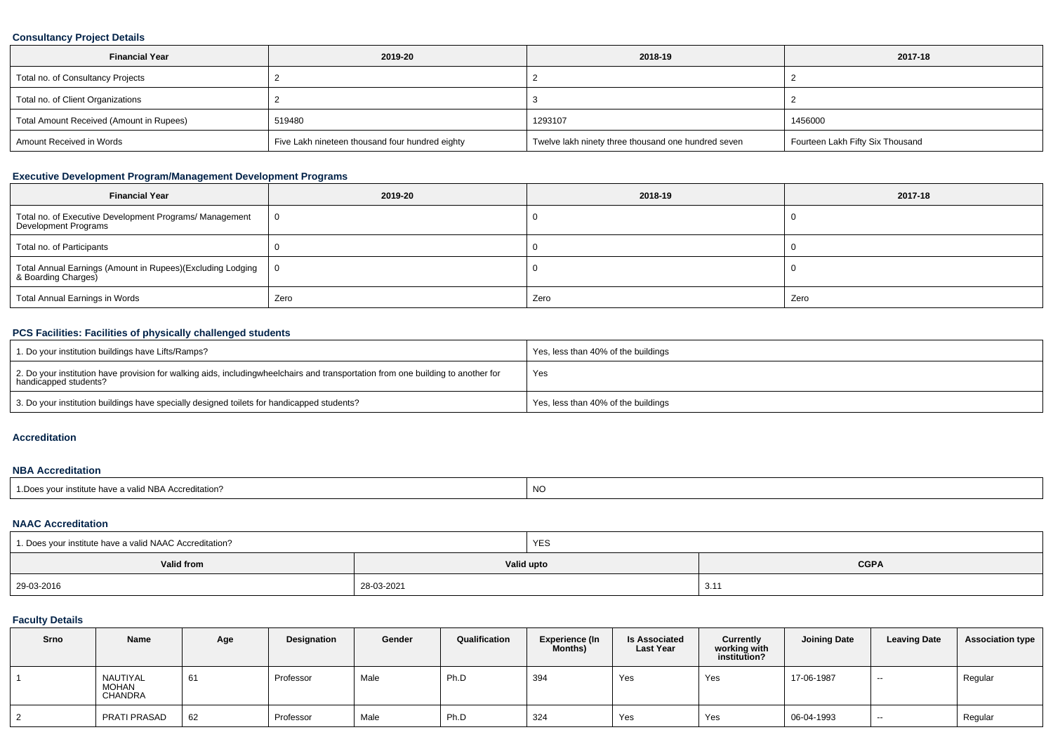### Consultancy Project Details

| Financial Year | 2019-20 | 2018-19 | 2017-18 |
| --- | --- | --- | --- |
| Total no. of Consultancy Projects | 2 | 2 | 2 |
| Total no. of Client Organizations | 2 | 3 | 2 |
| Total Amount Received (Amount in Rupees) | 519480 | 1293107 | 1456000 |
| Amount Received in Words | Five Lakh nineteen thousand four hundred eighty | Twelve lakh ninety three thousand one hundred seven | Fourteen Lakh Fifty Six Thousand |

### Executive Development Program/Management Development Programs

| Financial Year | 2019-20 | 2018-19 | 2017-18 |
| --- | --- | --- | --- |
| Total no. of Executive Development Programs/ Management Development Programs | 0 | 0 | 0 |
| Total no. of Participants | 0 | 0 | 0 |
| Total Annual Earnings (Amount in Rupees)(Excluding Lodging & Boarding Charges) | 0 | 0 | 0 |
| Total Annual Earnings in Words | Zero | Zero | Zero |

### PCS Facilities: Facilities of physically challenged students

| | |
| --- | --- |
| 1. Do your institution buildings have Lifts/Ramps? | Yes, less than 40% of the buildings |
| 2. Do your institution have provision for walking aids, includingwheelchairs and transportation from one building to another for handicapped students? | Yes |
| 3. Do your institution buildings have specially designed toilets for handicapped students? | Yes, less than 40% of the buildings |

### Accreditation

### NBA Accreditation

| | |
| --- | --- |
| 1.Does your institute have a valid NBA Accreditation? | NO |

### NAAC Accreditation

| 1. Does your institute have a valid NAAC Accreditation? | YES | |
| --- | --- | --- |
| **Valid from** | **Valid upto** | **CGPA** |
| 29-03-2016 | 28-03-2021 | 3.11 |

### Faculty Details

| Srno | Name | Age | Designation | Gender | Qualification | Experience (In Months) | Is Associated Last Year | Currently working with institution? | Joining Date | Leaving Date | Association type |
| --- | --- | --- | --- | --- | --- | --- | --- | --- | --- | --- | --- |
| 1 | NAUTIYAL MOHAN CHANDRA | 61 | Professor | Male | Ph.D | 394 | Yes | Yes | 17-06-1987 | -- | Regular |
| 2 | PRATI PRASAD | 62 | Professor | Male | Ph.D | 324 | Yes | Yes | 06-04-1993 | -- | Regular |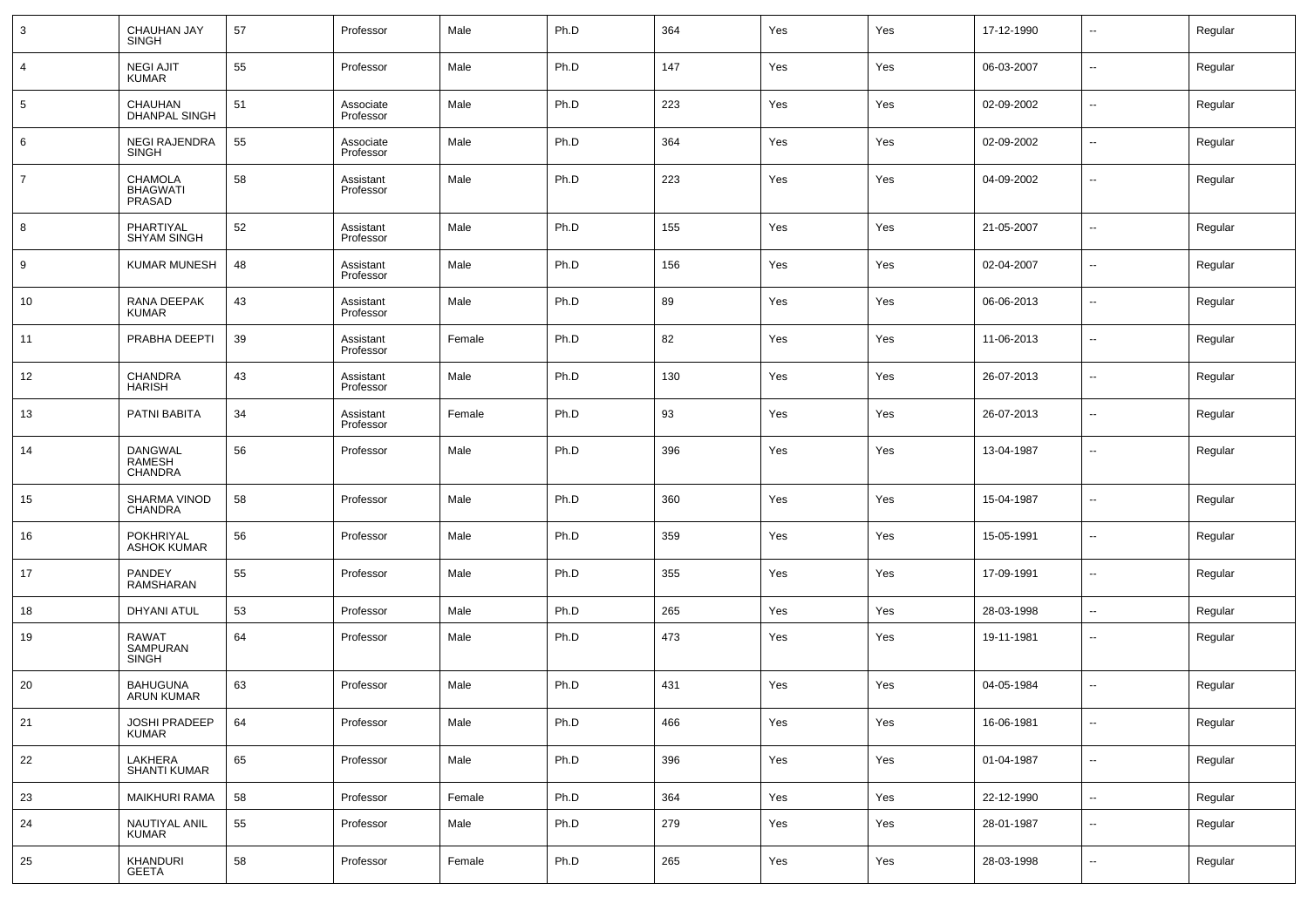| 3 | CHAUHAN JAY SINGH | 57 | Professor | Male | Ph.D | 364 | Yes | Yes | 17-12-1990 | -- | Regular |
|---|---|---|---|---|---|---|---|---|---|---|---|
| 4 | NEGI AJIT KUMAR | 55 | Professor | Male | Ph.D | 147 | Yes | Yes | 06-03-2007 | -- | Regular |
| 5 | CHAUHAN DHANPAL SINGH | 51 | Associate Professor | Male | Ph.D | 223 | Yes | Yes | 02-09-2002 | -- | Regular |
| 6 | NEGI RAJENDRA SINGH | 55 | Associate Professor | Male | Ph.D | 364 | Yes | Yes | 02-09-2002 | -- | Regular |
| 7 | CHAMOLA BHAGWATI PRASAD | 58 | Assistant Professor | Male | Ph.D | 223 | Yes | Yes | 04-09-2002 | -- | Regular |
| 8 | PHARTIYAL SHYAM SINGH | 52 | Assistant Professor | Male | Ph.D | 155 | Yes | Yes | 21-05-2007 | -- | Regular |
| 9 | KUMAR MUNESH | 48 | Assistant Professor | Male | Ph.D | 156 | Yes | Yes | 02-04-2007 | -- | Regular |
| 10 | RANA DEEPAK KUMAR | 43 | Assistant Professor | Male | Ph.D | 89 | Yes | Yes | 06-06-2013 | -- | Regular |
| 11 | PRABHA DEEPTI | 39 | Assistant Professor | Female | Ph.D | 82 | Yes | Yes | 11-06-2013 | -- | Regular |
| 12 | CHANDRA HARISH | 43 | Assistant Professor | Male | Ph.D | 130 | Yes | Yes | 26-07-2013 | -- | Regular |
| 13 | PATNI BABITA | 34 | Assistant Professor | Female | Ph.D | 93 | Yes | Yes | 26-07-2013 | -- | Regular |
| 14 | DANGWAL RAMESH CHANDRA | 56 | Professor | Male | Ph.D | 396 | Yes | Yes | 13-04-1987 | -- | Regular |
| 15 | SHARMA VINOD CHANDRA | 58 | Professor | Male | Ph.D | 360 | Yes | Yes | 15-04-1987 | -- | Regular |
| 16 | POKHRIYAL ASHOK KUMAR | 56 | Professor | Male | Ph.D | 359 | Yes | Yes | 15-05-1991 | -- | Regular |
| 17 | PANDEY RAMSHARAN | 55 | Professor | Male | Ph.D | 355 | Yes | Yes | 17-09-1991 | -- | Regular |
| 18 | DHYANI ATUL | 53 | Professor | Male | Ph.D | 265 | Yes | Yes | 28-03-1998 | -- | Regular |
| 19 | RAWAT SAMPURAN SINGH | 64 | Professor | Male | Ph.D | 473 | Yes | Yes | 19-11-1981 | -- | Regular |
| 20 | BAHUGUNA ARUN KUMAR | 63 | Professor | Male | Ph.D | 431 | Yes | Yes | 04-05-1984 | -- | Regular |
| 21 | JOSHI PRADEEP KUMAR | 64 | Professor | Male | Ph.D | 466 | Yes | Yes | 16-06-1981 | -- | Regular |
| 22 | LAKHERA SHANTI KUMAR | 65 | Professor | Male | Ph.D | 396 | Yes | Yes | 01-04-1987 | -- | Regular |
| 23 | MAIKHURI RAMA | 58 | Professor | Female | Ph.D | 364 | Yes | Yes | 22-12-1990 | -- | Regular |
| 24 | NAUTIYAL ANIL KUMAR | 55 | Professor | Male | Ph.D | 279 | Yes | Yes | 28-01-1987 | -- | Regular |
| 25 | KHANDURI GEETA | 58 | Professor | Female | Ph.D | 265 | Yes | Yes | 28-03-1998 | -- | Regular |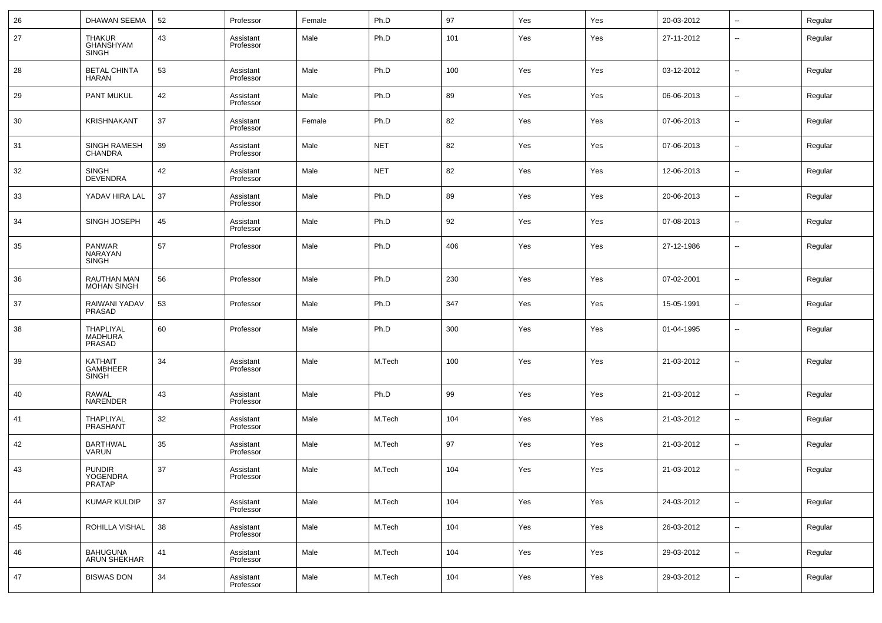| 26 | DHAWAN SEEMA | 52 | Professor | Female | Ph.D | 97 | Yes | Yes | 20-03-2012 | -- | Regular |
|---|---|---|---|---|---|---|---|---|---|---|---|
| 27 | THAKUR GHANSHYAM SINGH | 43 | Assistant Professor | Male | Ph.D | 101 | Yes | Yes | 27-11-2012 | -- | Regular |
| 28 | BETAL CHINTA HARAN | 53 | Assistant Professor | Male | Ph.D | 100 | Yes | Yes | 03-12-2012 | -- | Regular |
| 29 | PANT MUKUL | 42 | Assistant Professor | Male | Ph.D | 89 | Yes | Yes | 06-06-2013 | -- | Regular |
| 30 | KRISHNAKANT | 37 | Assistant Professor | Female | Ph.D | 82 | Yes | Yes | 07-06-2013 | -- | Regular |
| 31 | SINGH RAMESH CHANDRA | 39 | Assistant Professor | Male | NET | 82 | Yes | Yes | 07-06-2013 | -- | Regular |
| 32 | SINGH DEVENDRA | 42 | Assistant Professor | Male | NET | 82 | Yes | Yes | 12-06-2013 | -- | Regular |
| 33 | YADAV HIRA LAL | 37 | Assistant Professor | Male | Ph.D | 89 | Yes | Yes | 20-06-2013 | -- | Regular |
| 34 | SINGH JOSEPH | 45 | Assistant Professor | Male | Ph.D | 92 | Yes | Yes | 07-08-2013 | -- | Regular |
| 35 | PANWAR NARAYAN SINGH | 57 | Professor | Male | Ph.D | 406 | Yes | Yes | 27-12-1986 | -- | Regular |
| 36 | RAUTHAN MAN MOHAN SINGH | 56 | Professor | Male | Ph.D | 230 | Yes | Yes | 07-02-2001 | -- | Regular |
| 37 | RAIWANI YADAV PRASAD | 53 | Professor | Male | Ph.D | 347 | Yes | Yes | 15-05-1991 | -- | Regular |
| 38 | THAPLIYAL MADHURA PRASAD | 60 | Professor | Male | Ph.D | 300 | Yes | Yes | 01-04-1995 | -- | Regular |
| 39 | KATHAIT GAMBHEER SINGH | 34 | Assistant Professor | Male | M.Tech | 100 | Yes | Yes | 21-03-2012 | -- | Regular |
| 40 | RAWAL NARENDER | 43 | Assistant Professor | Male | Ph.D | 99 | Yes | Yes | 21-03-2012 | -- | Regular |
| 41 | THAPLIYAL PRASHANT | 32 | Assistant Professor | Male | M.Tech | 104 | Yes | Yes | 21-03-2012 | -- | Regular |
| 42 | BARTHWAL VARUN | 35 | Assistant Professor | Male | M.Tech | 97 | Yes | Yes | 21-03-2012 | -- | Regular |
| 43 | PUNDIR YOGENDRA PRATAP | 37 | Assistant Professor | Male | M.Tech | 104 | Yes | Yes | 21-03-2012 | -- | Regular |
| 44 | KUMAR KULDIP | 37 | Assistant Professor | Male | M.Tech | 104 | Yes | Yes | 24-03-2012 | -- | Regular |
| 45 | ROHILLA VISHAL | 38 | Assistant Professor | Male | M.Tech | 104 | Yes | Yes | 26-03-2012 | -- | Regular |
| 46 | BAHUGUNA ARUN SHEKHAR | 41 | Assistant Professor | Male | M.Tech | 104 | Yes | Yes | 29-03-2012 | -- | Regular |
| 47 | BISWAS DON | 34 | Assistant Professor | Male | M.Tech | 104 | Yes | Yes | 29-03-2012 | -- | Regular |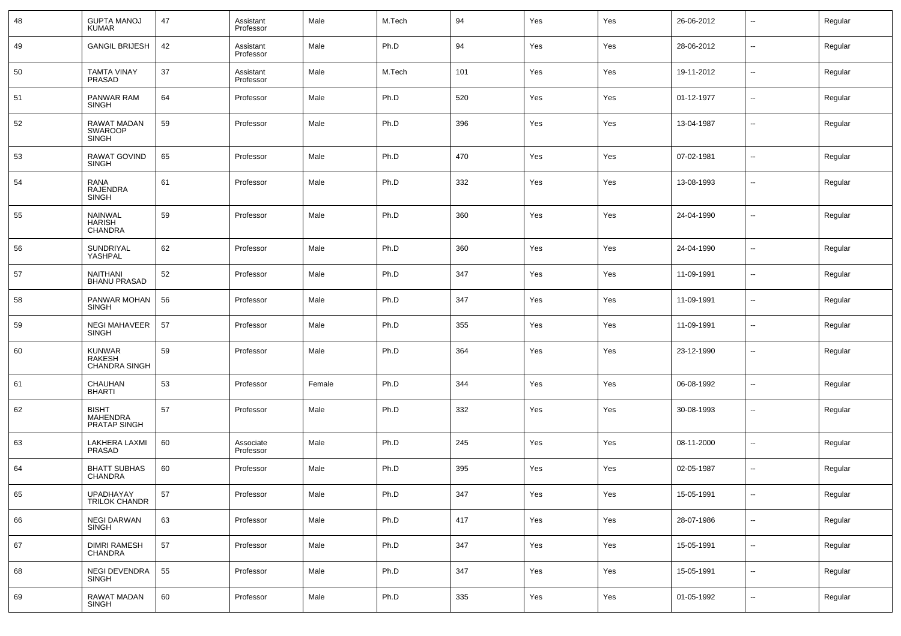| 48 | GUPTA MANOJ KUMAR | 47 | Assistant Professor | Male | M.Tech | 94 | Yes | Yes | 26-06-2012 | -- | Regular |
|---|---|---|---|---|---|---|---|---|---|---|---|
| 49 | GANGIL BRIJESH | 42 | Assistant Professor | Male | Ph.D | 94 | Yes | Yes | 28-06-2012 | -- | Regular |
| 50 | TAMTA VINAY PRASAD | 37 | Assistant Professor | Male | M.Tech | 101 | Yes | Yes | 19-11-2012 | -- | Regular |
| 51 | PANWAR RAM SINGH | 64 | Professor | Male | Ph.D | 520 | Yes | Yes | 01-12-1977 | -- | Regular |
| 52 | RAWAT MADAN SWAROOP SINGH | 59 | Professor | Male | Ph.D | 396 | Yes | Yes | 13-04-1987 | -- | Regular |
| 53 | RAWAT GOVIND SINGH | 65 | Professor | Male | Ph.D | 470 | Yes | Yes | 07-02-1981 | -- | Regular |
| 54 | RANA RAJENDRA SINGH | 61 | Professor | Male | Ph.D | 332 | Yes | Yes | 13-08-1993 | -- | Regular |
| 55 | NAINWAL HARISH CHANDRA | 59 | Professor | Male | Ph.D | 360 | Yes | Yes | 24-04-1990 | -- | Regular |
| 56 | SUNDRIYAL YASHPAL | 62 | Professor | Male | Ph.D | 360 | Yes | Yes | 24-04-1990 | -- | Regular |
| 57 | NAITHANI BHANU PRASAD | 52 | Professor | Male | Ph.D | 347 | Yes | Yes | 11-09-1991 | -- | Regular |
| 58 | PANWAR MOHAN SINGH | 56 | Professor | Male | Ph.D | 347 | Yes | Yes | 11-09-1991 | -- | Regular |
| 59 | NEGI MAHAVEER SINGH | 57 | Professor | Male | Ph.D | 355 | Yes | Yes | 11-09-1991 | -- | Regular |
| 60 | KUNWAR RAKESH CHANDRA SINGH | 59 | Professor | Male | Ph.D | 364 | Yes | Yes | 23-12-1990 | -- | Regular |
| 61 | CHAUHAN BHARTI | 53 | Professor | Female | Ph.D | 344 | Yes | Yes | 06-08-1992 | -- | Regular |
| 62 | BISHT MAHENDRA PRATAP SINGH | 57 | Professor | Male | Ph.D | 332 | Yes | Yes | 30-08-1993 | -- | Regular |
| 63 | LAKHERA LAXMI PRASAD | 60 | Associate Professor | Male | Ph.D | 245 | Yes | Yes | 08-11-2000 | -- | Regular |
| 64 | BHATT SUBHAS CHANDRA | 60 | Professor | Male | Ph.D | 395 | Yes | Yes | 02-05-1987 | -- | Regular |
| 65 | UPADHAYAY TRILOK CHANDR | 57 | Professor | Male | Ph.D | 347 | Yes | Yes | 15-05-1991 | -- | Regular |
| 66 | NEGI DARWAN SINGH | 63 | Professor | Male | Ph.D | 417 | Yes | Yes | 28-07-1986 | -- | Regular |
| 67 | DIMRI RAMESH CHANDRA | 57 | Professor | Male | Ph.D | 347 | Yes | Yes | 15-05-1991 | -- | Regular |
| 68 | NEGI DEVENDRA SINGH | 55 | Professor | Male | Ph.D | 347 | Yes | Yes | 15-05-1991 | -- | Regular |
| 69 | RAWAT MADAN SINGH | 60 | Professor | Male | Ph.D | 335 | Yes | Yes | 01-05-1992 | -- | Regular |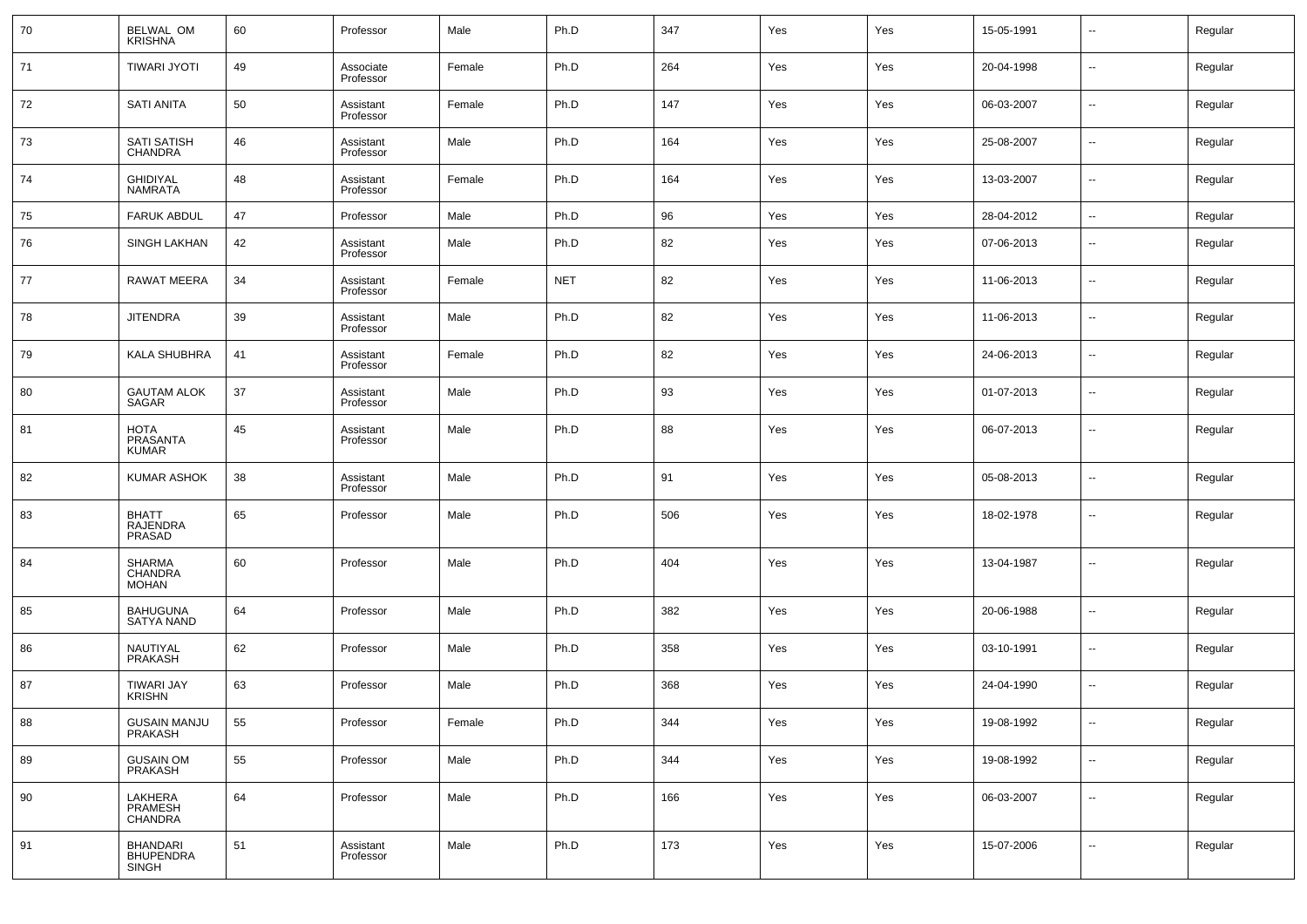| 70 | BELWAL OM KRISHNA | 60 | Professor | Male | Ph.D | 347 | Yes | Yes | 15-05-1991 | -- | Regular |
|---|---|---|---|---|---|---|---|---|---|---|---|
| 71 | TIWARI JYOTI | 49 | Associate Professor | Female | Ph.D | 264 | Yes | Yes | 20-04-1998 | -- | Regular |
| 72 | SATI ANITA | 50 | Assistant Professor | Female | Ph.D | 147 | Yes | Yes | 06-03-2007 | -- | Regular |
| 73 | SATI SATISH CHANDRA | 46 | Assistant Professor | Male | Ph.D | 164 | Yes | Yes | 25-08-2007 | -- | Regular |
| 74 | GHIDIYAL NAMRATA | 48 | Assistant Professor | Female | Ph.D | 164 | Yes | Yes | 13-03-2007 | -- | Regular |
| 75 | FARUK ABDUL | 47 | Professor | Male | Ph.D | 96 | Yes | Yes | 28-04-2012 | -- | Regular |
| 76 | SINGH LAKHAN | 42 | Assistant Professor | Male | Ph.D | 82 | Yes | Yes | 07-06-2013 | -- | Regular |
| 77 | RAWAT MEERA | 34 | Assistant Professor | Female | NET | 82 | Yes | Yes | 11-06-2013 | -- | Regular |
| 78 | JITENDRA | 39 | Assistant Professor | Male | Ph.D | 82 | Yes | Yes | 11-06-2013 | -- | Regular |
| 79 | KALA SHUBHRA | 41 | Assistant Professor | Female | Ph.D | 82 | Yes | Yes | 24-06-2013 | -- | Regular |
| 80 | GAUTAM ALOK SAGAR | 37 | Assistant Professor | Male | Ph.D | 93 | Yes | Yes | 01-07-2013 | -- | Regular |
| 81 | HOTA PRASANTA KUMAR | 45 | Assistant Professor | Male | Ph.D | 88 | Yes | Yes | 06-07-2013 | -- | Regular |
| 82 | KUMAR ASHOK | 38 | Assistant Professor | Male | Ph.D | 91 | Yes | Yes | 05-08-2013 | -- | Regular |
| 83 | BHATT RAJENDRA PRASAD | 65 | Professor | Male | Ph.D | 506 | Yes | Yes | 18-02-1978 | -- | Regular |
| 84 | SHARMA CHANDRA MOHAN | 60 | Professor | Male | Ph.D | 404 | Yes | Yes | 13-04-1987 | -- | Regular |
| 85 | BAHUGUNA SATYA NAND | 64 | Professor | Male | Ph.D | 382 | Yes | Yes | 20-06-1988 | -- | Regular |
| 86 | NAUTIYAL PRAKASH | 62 | Professor | Male | Ph.D | 358 | Yes | Yes | 03-10-1991 | -- | Regular |
| 87 | TIWARI JAY KRISHN | 63 | Professor | Male | Ph.D | 368 | Yes | Yes | 24-04-1990 | -- | Regular |
| 88 | GUSAIN MANJU PRAKASH | 55 | Professor | Female | Ph.D | 344 | Yes | Yes | 19-08-1992 | -- | Regular |
| 89 | GUSAIN OM PRAKASH | 55 | Professor | Male | Ph.D | 344 | Yes | Yes | 19-08-1992 | -- | Regular |
| 90 | LAKHERA PRAMESH CHANDRA | 64 | Professor | Male | Ph.D | 166 | Yes | Yes | 06-03-2007 | -- | Regular |
| 91 | BHANDARI BHUPENDRA SINGH | 51 | Assistant Professor | Male | Ph.D | 173 | Yes | Yes | 15-07-2006 | -- | Regular |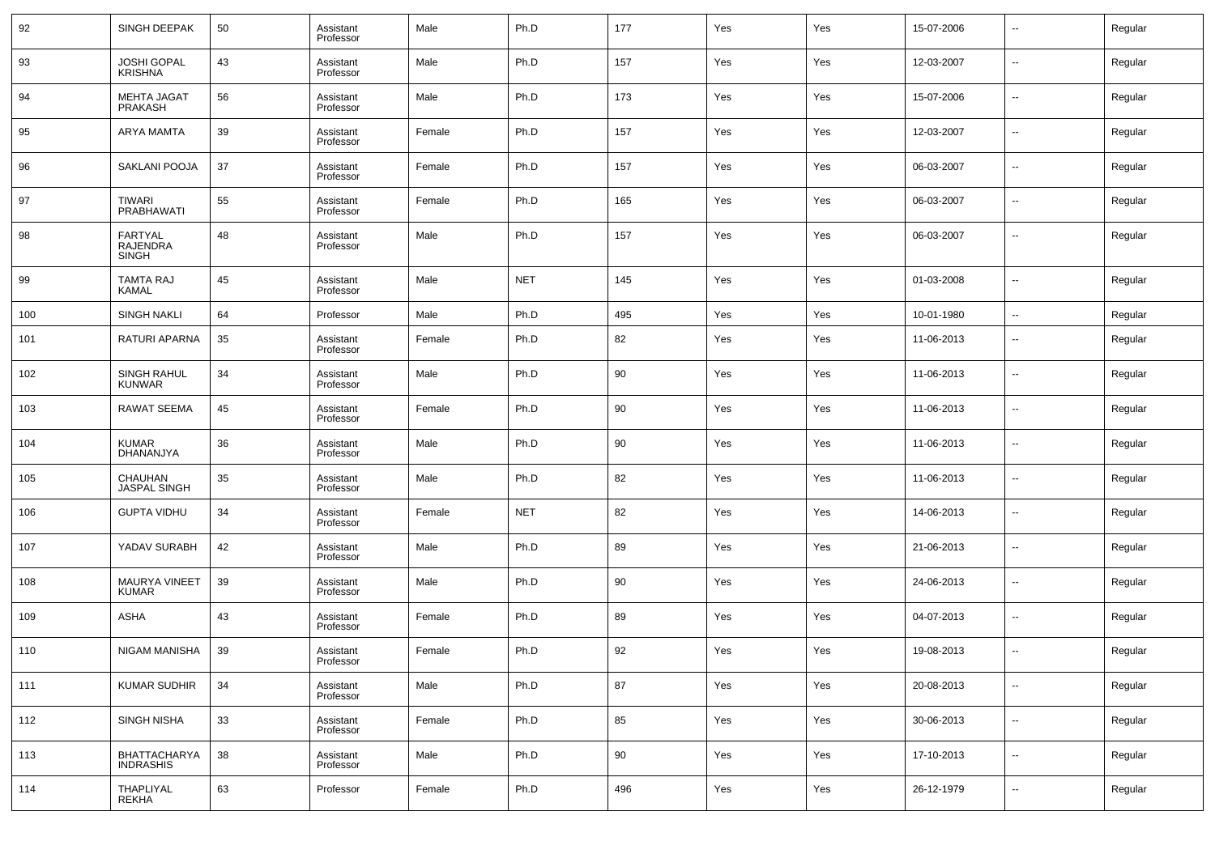| 92 | SINGH DEEPAK | 50 | Assistant Professor | Male | Ph.D | 177 | Yes | Yes | 15-07-2006 | -- | Regular |
|---|---|---|---|---|---|---|---|---|---|---|---|
| 93 | JOSHI GOPAL KRISHNA | 43 | Assistant Professor | Male | Ph.D | 157 | Yes | Yes | 12-03-2007 | -- | Regular |
| 94 | MEHTA JAGAT PRAKASH | 56 | Assistant Professor | Male | Ph.D | 173 | Yes | Yes | 15-07-2006 | -- | Regular |
| 95 | ARYA MAMTA | 39 | Assistant Professor | Female | Ph.D | 157 | Yes | Yes | 12-03-2007 | -- | Regular |
| 96 | SAKLANI POOJA | 37 | Assistant Professor | Female | Ph.D | 157 | Yes | Yes | 06-03-2007 | -- | Regular |
| 97 | TIWARI PRABHAWATI | 55 | Assistant Professor | Female | Ph.D | 165 | Yes | Yes | 06-03-2007 | -- | Regular |
| 98 | FARTYAL RAJENDRA SINGH | 48 | Assistant Professor | Male | Ph.D | 157 | Yes | Yes | 06-03-2007 | -- | Regular |
| 99 | TAMTA RAJ KAMAL | 45 | Assistant Professor | Male | NET | 145 | Yes | Yes | 01-03-2008 | -- | Regular |
| 100 | SINGH NAKLI | 64 | Professor | Male | Ph.D | 495 | Yes | Yes | 10-01-1980 | -- | Regular |
| 101 | RATURI APARNA | 35 | Assistant Professor | Female | Ph.D | 82 | Yes | Yes | 11-06-2013 | -- | Regular |
| 102 | SINGH RAHUL KUNWAR | 34 | Assistant Professor | Male | Ph.D | 90 | Yes | Yes | 11-06-2013 | -- | Regular |
| 103 | RAWAT SEEMA | 45 | Assistant Professor | Female | Ph.D | 90 | Yes | Yes | 11-06-2013 | -- | Regular |
| 104 | KUMAR DHANANJYA | 36 | Assistant Professor | Male | Ph.D | 90 | Yes | Yes | 11-06-2013 | -- | Regular |
| 105 | CHAUHAN JASPAL SINGH | 35 | Assistant Professor | Male | Ph.D | 82 | Yes | Yes | 11-06-2013 | -- | Regular |
| 106 | GUPTA VIDHU | 34 | Assistant Professor | Female | NET | 82 | Yes | Yes | 14-06-2013 | -- | Regular |
| 107 | YADAV SURABH | 42 | Assistant Professor | Male | Ph.D | 89 | Yes | Yes | 21-06-2013 | -- | Regular |
| 108 | MAURYA VINEET KUMAR | 39 | Assistant Professor | Male | Ph.D | 90 | Yes | Yes | 24-06-2013 | -- | Regular |
| 109 | ASHA | 43 | Assistant Professor | Female | Ph.D | 89 | Yes | Yes | 04-07-2013 | -- | Regular |
| 110 | NIGAM MANISHA | 39 | Assistant Professor | Female | Ph.D | 92 | Yes | Yes | 19-08-2013 | -- | Regular |
| 111 | KUMAR SUDHIR | 34 | Assistant Professor | Male | Ph.D | 87 | Yes | Yes | 20-08-2013 | -- | Regular |
| 112 | SINGH NISHA | 33 | Assistant Professor | Female | Ph.D | 85 | Yes | Yes | 30-06-2013 | -- | Regular |
| 113 | BHATTACHARYA INDRASHIS | 38 | Assistant Professor | Male | Ph.D | 90 | Yes | Yes | 17-10-2013 | -- | Regular |
| 114 | THAPLIYAL REKHA | 63 | Professor | Female | Ph.D | 496 | Yes | Yes | 26-12-1979 | -- | Regular |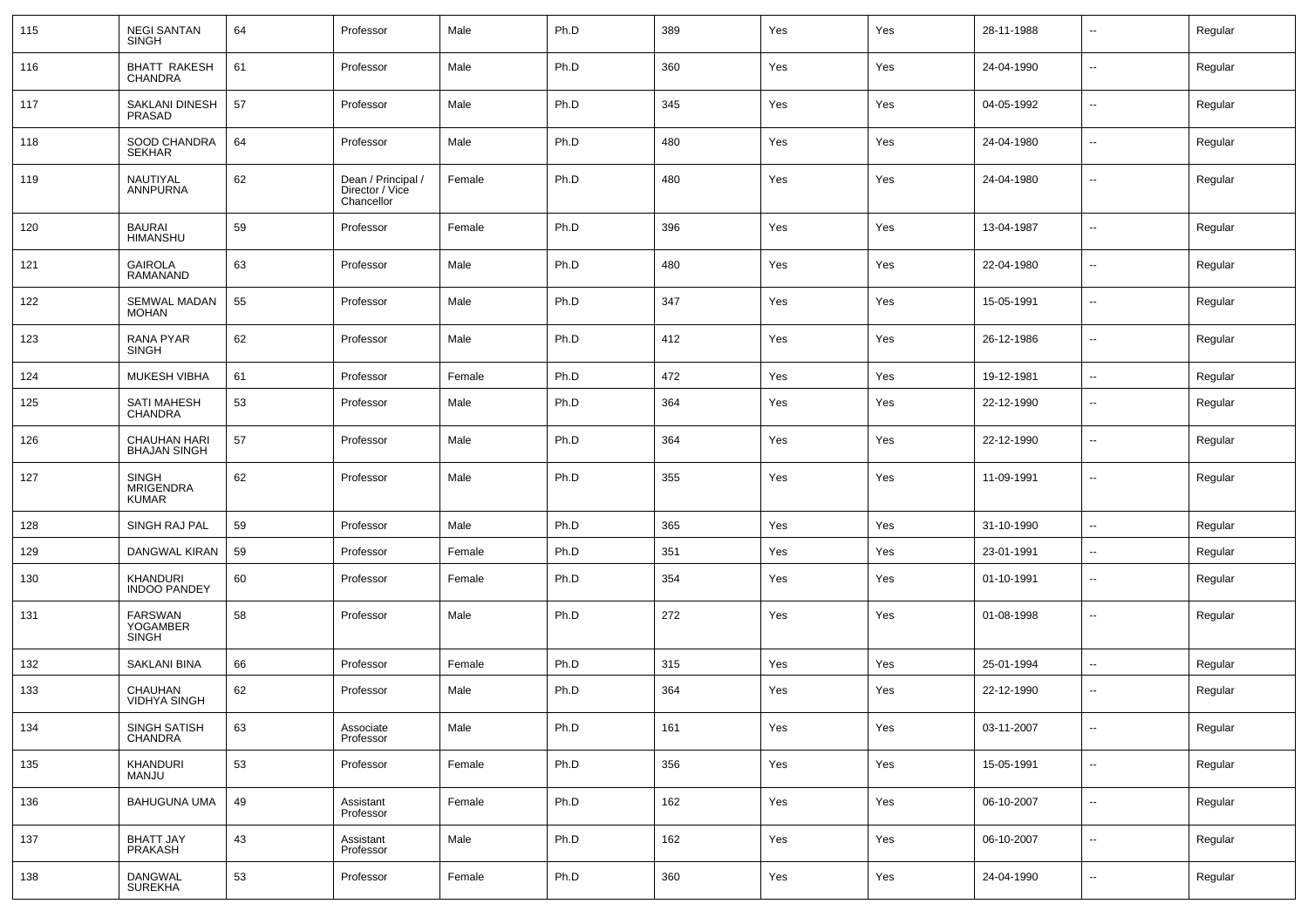| 115 | NEGI SANTAN SINGH | 64 | Professor | Male | Ph.D | 389 | Yes | Yes | 28-11-1988 | -- | Regular |
|---|---|---|---|---|---|---|---|---|---|---|---|
| 116 | BHATT RAKESH CHANDRA | 61 | Professor | Male | Ph.D | 360 | Yes | Yes | 24-04-1990 | -- | Regular |
| 117 | SAKLANI DINESH PRASAD | 57 | Professor | Male | Ph.D | 345 | Yes | Yes | 04-05-1992 | -- | Regular |
| 118 | SOOD CHANDRA SEKHAR | 64 | Professor | Male | Ph.D | 480 | Yes | Yes | 24-04-1980 | -- | Regular |
| 119 | NAUTIYAL ANNPURNA | 62 | Dean / Principal / Director / Vice Chancellor | Female | Ph.D | 480 | Yes | Yes | 24-04-1980 | -- | Regular |
| 120 | BAURAI HIMANSHU | 59 | Professor | Female | Ph.D | 396 | Yes | Yes | 13-04-1987 | -- | Regular |
| 121 | GAIROLA RAMANAND | 63 | Professor | Male | Ph.D | 480 | Yes | Yes | 22-04-1980 | -- | Regular |
| 122 | SEMWAL MADAN MOHAN | 55 | Professor | Male | Ph.D | 347 | Yes | Yes | 15-05-1991 | -- | Regular |
| 123 | RANA PYAR SINGH | 62 | Professor | Male | Ph.D | 412 | Yes | Yes | 26-12-1986 | -- | Regular |
| 124 | MUKESH VIBHA | 61 | Professor | Female | Ph.D | 472 | Yes | Yes | 19-12-1981 | -- | Regular |
| 125 | SATI MAHESH CHANDRA | 53 | Professor | Male | Ph.D | 364 | Yes | Yes | 22-12-1990 | -- | Regular |
| 126 | CHAUHAN HARI BHAJAN SINGH | 57 | Professor | Male | Ph.D | 364 | Yes | Yes | 22-12-1990 | -- | Regular |
| 127 | SINGH MRIGENDRA KUMAR | 62 | Professor | Male | Ph.D | 355 | Yes | Yes | 11-09-1991 | -- | Regular |
| 128 | SINGH RAJ PAL | 59 | Professor | Male | Ph.D | 365 | Yes | Yes | 31-10-1990 | -- | Regular |
| 129 | DANGWAL KIRAN | 59 | Professor | Female | Ph.D | 351 | Yes | Yes | 23-01-1991 | -- | Regular |
| 130 | KHANDURI INDOO PANDEY | 60 | Professor | Female | Ph.D | 354 | Yes | Yes | 01-10-1991 | -- | Regular |
| 131 | FARSWAN YOGAMBER SINGH | 58 | Professor | Male | Ph.D | 272 | Yes | Yes | 01-08-1998 | -- | Regular |
| 132 | SAKLANI BINA | 66 | Professor | Female | Ph.D | 315 | Yes | Yes | 25-01-1994 | -- | Regular |
| 133 | CHAUHAN VIDHYA SINGH | 62 | Professor | Male | Ph.D | 364 | Yes | Yes | 22-12-1990 | -- | Regular |
| 134 | SINGH SATISH CHANDRA | 63 | Associate Professor | Male | Ph.D | 161 | Yes | Yes | 03-11-2007 | -- | Regular |
| 135 | KHANDURI MANJU | 53 | Professor | Female | Ph.D | 356 | Yes | Yes | 15-05-1991 | -- | Regular |
| 136 | BAHUGUNA UMA | 49 | Assistant Professor | Female | Ph.D | 162 | Yes | Yes | 06-10-2007 | -- | Regular |
| 137 | BHATT JAY PRAKASH | 43 | Assistant Professor | Male | Ph.D | 162 | Yes | Yes | 06-10-2007 | -- | Regular |
| 138 | DANGWAL SUREKHA | 53 | Professor | Female | Ph.D | 360 | Yes | Yes | 24-04-1990 | -- | Regular |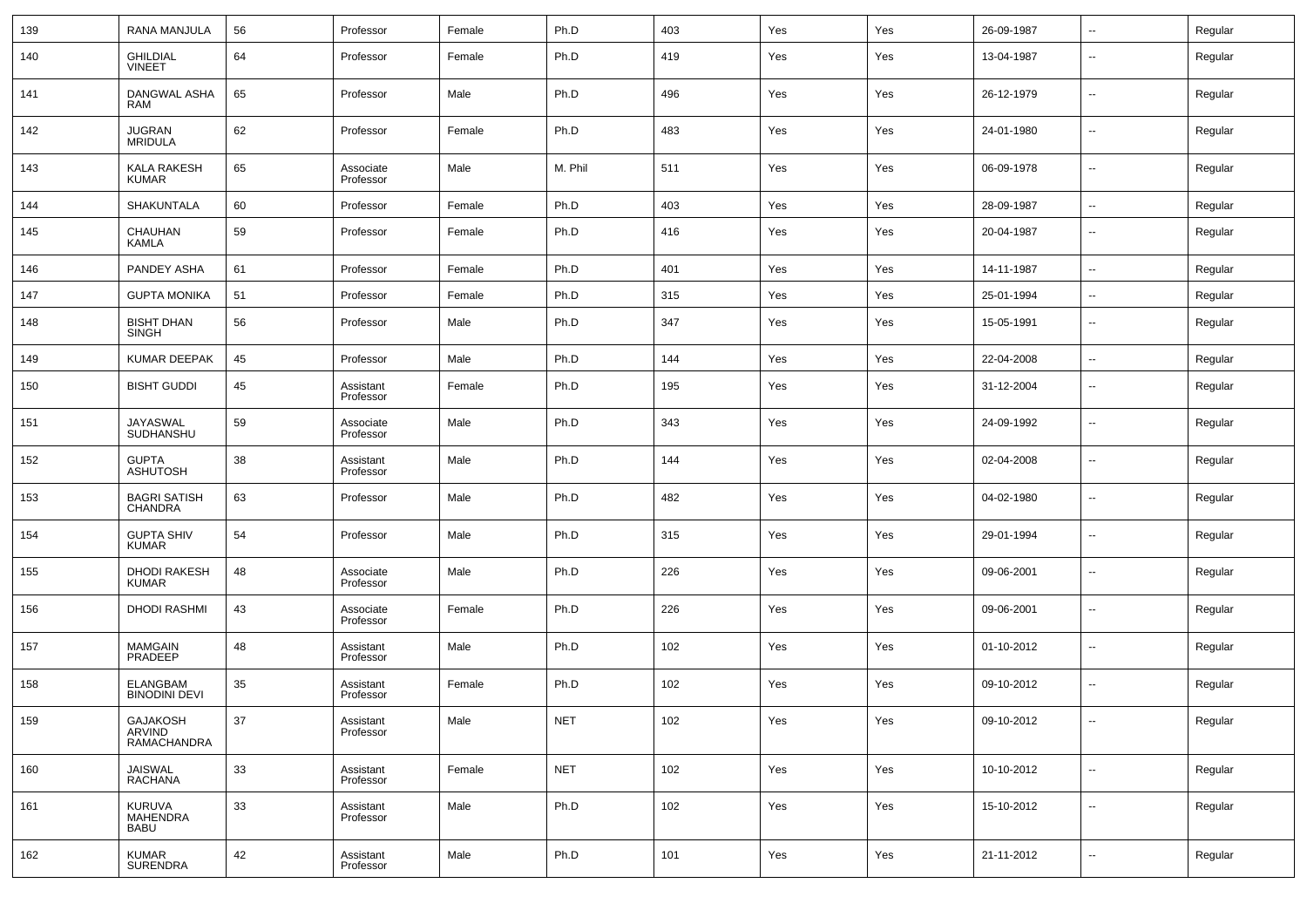| 139 | RANA MANJULA | 56 | Professor | Female | Ph.D | 403 | Yes | Yes | 26-09-1987 | -- | Regular |
|---|---|---|---|---|---|---|---|---|---|---|---|
| 140 | GHILDIAL VINEET | 64 | Professor | Female | Ph.D | 419 | Yes | Yes | 13-04-1987 | -- | Regular |
| 141 | DANGWAL ASHA RAM | 65 | Professor | Male | Ph.D | 496 | Yes | Yes | 26-12-1979 | -- | Regular |
| 142 | JUGRAN MRIDULA | 62 | Professor | Female | Ph.D | 483 | Yes | Yes | 24-01-1980 | -- | Regular |
| 143 | KALA RAKESH KUMAR | 65 | Associate Professor | Male | M. Phil | 511 | Yes | Yes | 06-09-1978 | -- | Regular |
| 144 | SHAKUNTALA | 60 | Professor | Female | Ph.D | 403 | Yes | Yes | 28-09-1987 | -- | Regular |
| 145 | CHAUHAN KAMLA | 59 | Professor | Female | Ph.D | 416 | Yes | Yes | 20-04-1987 | -- | Regular |
| 146 | PANDEY ASHA | 61 | Professor | Female | Ph.D | 401 | Yes | Yes | 14-11-1987 | -- | Regular |
| 147 | GUPTA MONIKA | 51 | Professor | Female | Ph.D | 315 | Yes | Yes | 25-01-1994 | -- | Regular |
| 148 | BISHT DHAN SINGH | 56 | Professor | Male | Ph.D | 347 | Yes | Yes | 15-05-1991 | -- | Regular |
| 149 | KUMAR DEEPAK | 45 | Professor | Male | Ph.D | 144 | Yes | Yes | 22-04-2008 | -- | Regular |
| 150 | BISHT GUDDI | 45 | Assistant Professor | Female | Ph.D | 195 | Yes | Yes | 31-12-2004 | -- | Regular |
| 151 | JAYASWAL SUDHANSHU | 59 | Associate Professor | Male | Ph.D | 343 | Yes | Yes | 24-09-1992 | -- | Regular |
| 152 | GUPTA ASHUTOSH | 38 | Assistant Professor | Male | Ph.D | 144 | Yes | Yes | 02-04-2008 | -- | Regular |
| 153 | BAGRI SATISH CHANDRA | 63 | Professor | Male | Ph.D | 482 | Yes | Yes | 04-02-1980 | -- | Regular |
| 154 | GUPTA SHIV KUMAR | 54 | Professor | Male | Ph.D | 315 | Yes | Yes | 29-01-1994 | -- | Regular |
| 155 | DHODI RAKESH KUMAR | 48 | Associate Professor | Male | Ph.D | 226 | Yes | Yes | 09-06-2001 | -- | Regular |
| 156 | DHODI RASHMI | 43 | Associate Professor | Female | Ph.D | 226 | Yes | Yes | 09-06-2001 | -- | Regular |
| 157 | MAMGAIN PRADEEP | 48 | Assistant Professor | Male | Ph.D | 102 | Yes | Yes | 01-10-2012 | -- | Regular |
| 158 | ELANGBAM BINODINI DEVI | 35 | Assistant Professor | Female | Ph.D | 102 | Yes | Yes | 09-10-2012 | -- | Regular |
| 159 | GAJAKOSH ARVIND RAMACHANDRA | 37 | Assistant Professor | Male | NET | 102 | Yes | Yes | 09-10-2012 | -- | Regular |
| 160 | JAISWAL RACHANA | 33 | Assistant Professor | Female | NET | 102 | Yes | Yes | 10-10-2012 | -- | Regular |
| 161 | KURUVA MAHENDRA BABU | 33 | Assistant Professor | Male | Ph.D | 102 | Yes | Yes | 15-10-2012 | -- | Regular |
| 162 | KUMAR SURENDRA | 42 | Assistant Professor | Male | Ph.D | 101 | Yes | Yes | 21-11-2012 | -- | Regular |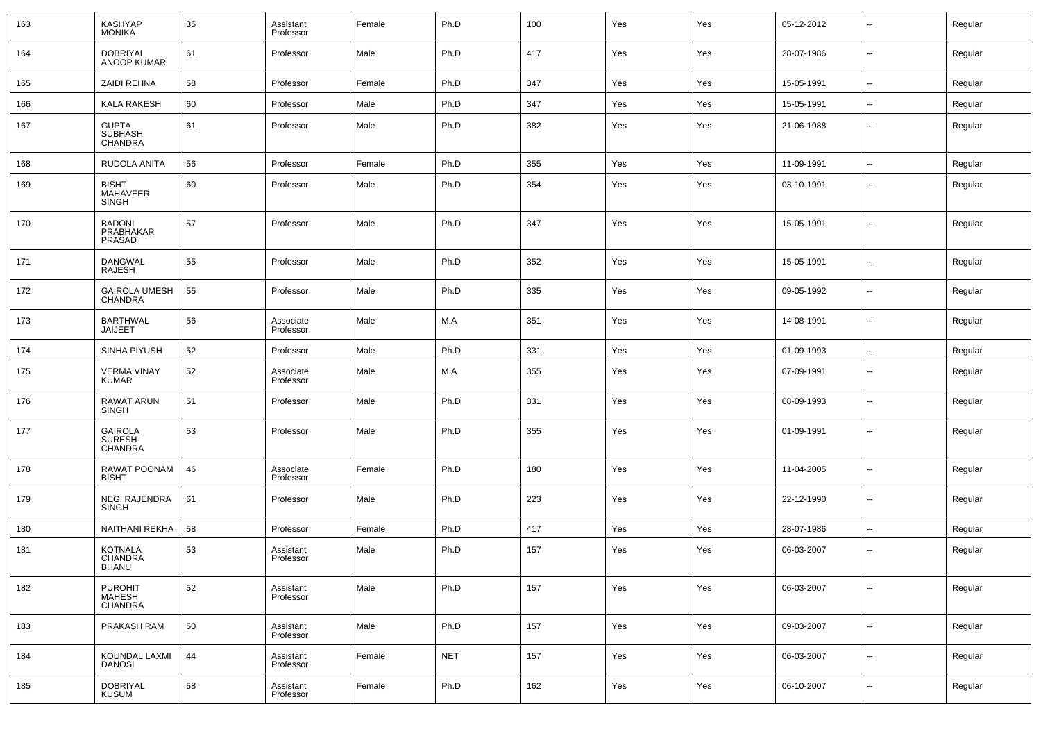| | | | | | | | | | | | |
|---|---|---|---|---|---|---|---|---|---|---|---|
| 163 | KASHYAP MONIKA | 35 | Assistant Professor | Female | Ph.D | 100 | Yes | Yes | 05-12-2012 | -- | Regular |
| 164 | DOBRIYAL ANOOP KUMAR | 61 | Professor | Male | Ph.D | 417 | Yes | Yes | 28-07-1986 | -- | Regular |
| 165 | ZAIDI REHNA | 58 | Professor | Female | Ph.D | 347 | Yes | Yes | 15-05-1991 | -- | Regular |
| 166 | KALA RAKESH | 60 | Professor | Male | Ph.D | 347 | Yes | Yes | 15-05-1991 | -- | Regular |
| 167 | GUPTA SUBHASH CHANDRA | 61 | Professor | Male | Ph.D | 382 | Yes | Yes | 21-06-1988 | -- | Regular |
| 168 | RUDOLA ANITA | 56 | Professor | Female | Ph.D | 355 | Yes | Yes | 11-09-1991 | -- | Regular |
| 169 | BISHT MAHAVEER SINGH | 60 | Professor | Male | Ph.D | 354 | Yes | Yes | 03-10-1991 | -- | Regular |
| 170 | BADONI PRABHAKAR PRASAD | 57 | Professor | Male | Ph.D | 347 | Yes | Yes | 15-05-1991 | -- | Regular |
| 171 | DANGWAL RAJESH | 55 | Professor | Male | Ph.D | 352 | Yes | Yes | 15-05-1991 | -- | Regular |
| 172 | GAIROLA UMESH CHANDRA | 55 | Professor | Male | Ph.D | 335 | Yes | Yes | 09-05-1992 | -- | Regular |
| 173 | BARTHWAL JAIJEET | 56 | Associate Professor | Male | M.A | 351 | Yes | Yes | 14-08-1991 | -- | Regular |
| 174 | SINHA PIYUSH | 52 | Professor | Male | Ph.D | 331 | Yes | Yes | 01-09-1993 | -- | Regular |
| 175 | VERMA VINAY KUMAR | 52 | Associate Professor | Male | M.A | 355 | Yes | Yes | 07-09-1991 | -- | Regular |
| 176 | RAWAT ARUN SINGH | 51 | Professor | Male | Ph.D | 331 | Yes | Yes | 08-09-1993 | -- | Regular |
| 177 | GAIROLA SURESH CHANDRA | 53 | Professor | Male | Ph.D | 355 | Yes | Yes | 01-09-1991 | -- | Regular |
| 178 | RAWAT POONAM BISHT | 46 | Associate Professor | Female | Ph.D | 180 | Yes | Yes | 11-04-2005 | -- | Regular |
| 179 | NEGI RAJENDRA SINGH | 61 | Professor | Male | Ph.D | 223 | Yes | Yes | 22-12-1990 | -- | Regular |
| 180 | NAITHANI REKHA | 58 | Professor | Female | Ph.D | 417 | Yes | Yes | 28-07-1986 | -- | Regular |
| 181 | KOTNALA CHANDRA BHANU | 53 | Assistant Professor | Male | Ph.D | 157 | Yes | Yes | 06-03-2007 | -- | Regular |
| 182 | PUROHIT MAHESH CHANDRA | 52 | Assistant Professor | Male | Ph.D | 157 | Yes | Yes | 06-03-2007 | -- | Regular |
| 183 | PRAKASH RAM | 50 | Assistant Professor | Male | Ph.D | 157 | Yes | Yes | 09-03-2007 | -- | Regular |
| 184 | KOUNDAL LAXMI DANOSI | 44 | Assistant Professor | Female | NET | 157 | Yes | Yes | 06-03-2007 | -- | Regular |
| 185 | DOBRIYAL KUSUM | 58 | Assistant Professor | Female | Ph.D | 162 | Yes | Yes | 06-10-2007 | -- | Regular |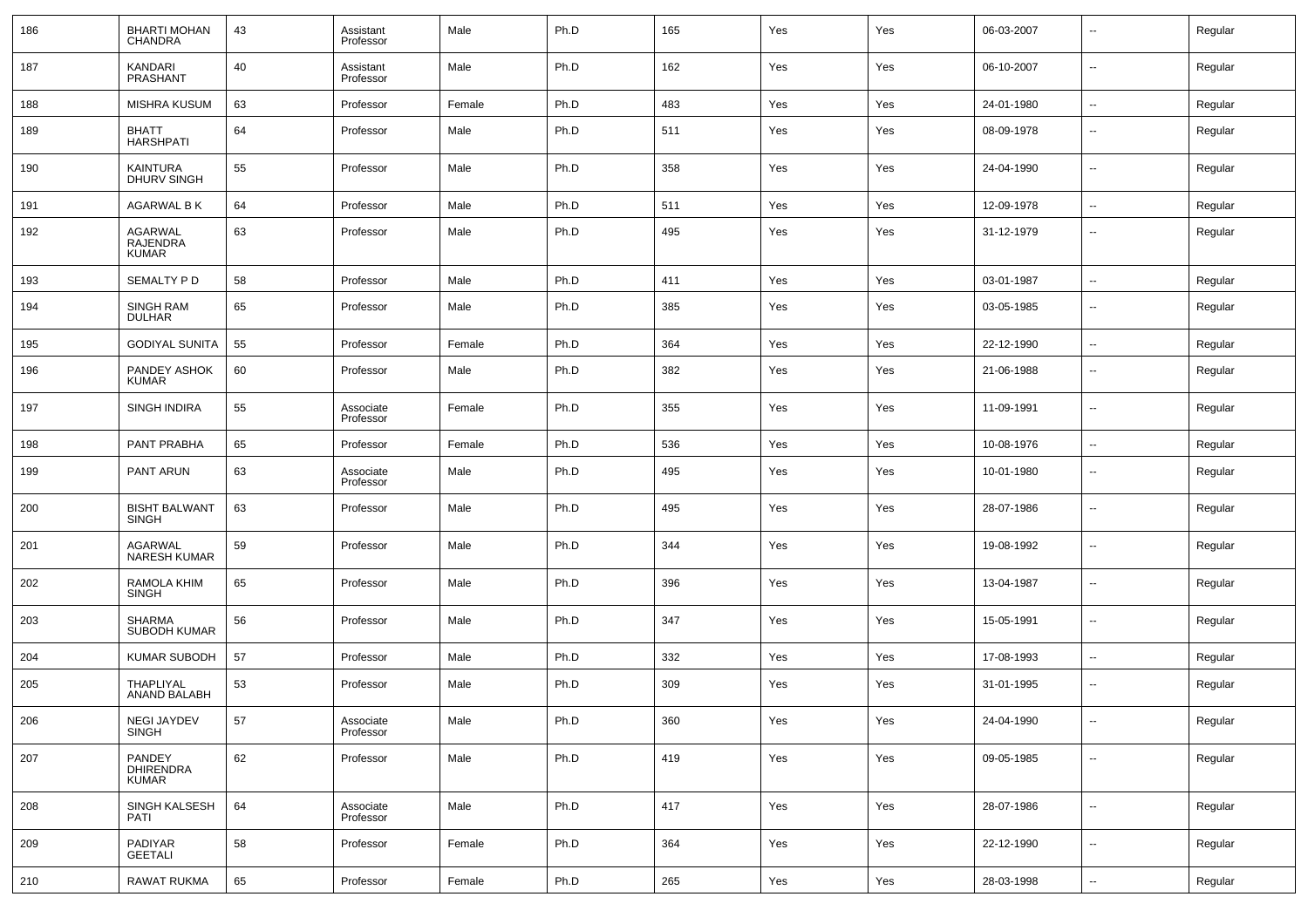| 186 | BHARTI MOHAN CHANDRA | 43 | Assistant Professor | Male | Ph.D | 165 | Yes | Yes | 06-03-2007 | -- | Regular |
|---|---|---|---|---|---|---|---|---|---|---|---|
| 187 | KANDARI PRASHANT | 40 | Assistant Professor | Male | Ph.D | 162 | Yes | Yes | 06-10-2007 | -- | Regular |
| 188 | MISHRA KUSUM | 63 | Professor | Female | Ph.D | 483 | Yes | Yes | 24-01-1980 | -- | Regular |
| 189 | BHATT HARSHPATI | 64 | Professor | Male | Ph.D | 511 | Yes | Yes | 08-09-1978 | -- | Regular |
| 190 | KAINTURA DHURV SINGH | 55 | Professor | Male | Ph.D | 358 | Yes | Yes | 24-04-1990 | -- | Regular |
| 191 | AGARWAL B K | 64 | Professor | Male | Ph.D | 511 | Yes | Yes | 12-09-1978 | -- | Regular |
| 192 | AGARWAL RAJENDRA KUMAR | 63 | Professor | Male | Ph.D | 495 | Yes | Yes | 31-12-1979 | -- | Regular |
| 193 | SEMALTY P D | 58 | Professor | Male | Ph.D | 411 | Yes | Yes | 03-01-1987 | -- | Regular |
| 194 | SINGH RAM DULHAR | 65 | Professor | Male | Ph.D | 385 | Yes | Yes | 03-05-1985 | -- | Regular |
| 195 | GODIYAL SUNITA | 55 | Professor | Female | Ph.D | 364 | Yes | Yes | 22-12-1990 | -- | Regular |
| 196 | PANDEY ASHOK KUMAR | 60 | Professor | Male | Ph.D | 382 | Yes | Yes | 21-06-1988 | -- | Regular |
| 197 | SINGH INDIRA | 55 | Associate Professor | Female | Ph.D | 355 | Yes | Yes | 11-09-1991 | -- | Regular |
| 198 | PANT PRABHA | 65 | Professor | Female | Ph.D | 536 | Yes | Yes | 10-08-1976 | -- | Regular |
| 199 | PANT ARUN | 63 | Associate Professor | Male | Ph.D | 495 | Yes | Yes | 10-01-1980 | -- | Regular |
| 200 | BISHT BALWANT SINGH | 63 | Professor | Male | Ph.D | 495 | Yes | Yes | 28-07-1986 | -- | Regular |
| 201 | AGARWAL NARESH KUMAR | 59 | Professor | Male | Ph.D | 344 | Yes | Yes | 19-08-1992 | -- | Regular |
| 202 | RAMOLA KHIM SINGH | 65 | Professor | Male | Ph.D | 396 | Yes | Yes | 13-04-1987 | -- | Regular |
| 203 | SHARMA SUBODH KUMAR | 56 | Professor | Male | Ph.D | 347 | Yes | Yes | 15-05-1991 | -- | Regular |
| 204 | KUMAR SUBODH | 57 | Professor | Male | Ph.D | 332 | Yes | Yes | 17-08-1993 | -- | Regular |
| 205 | THAPLIYAL ANAND BALABH | 53 | Professor | Male | Ph.D | 309 | Yes | Yes | 31-01-1995 | -- | Regular |
| 206 | NEGI JAYDEV SINGH | 57 | Associate Professor | Male | Ph.D | 360 | Yes | Yes | 24-04-1990 | -- | Regular |
| 207 | PANDEY DHIRENDRA KUMAR | 62 | Professor | Male | Ph.D | 419 | Yes | Yes | 09-05-1985 | -- | Regular |
| 208 | SINGH KALSESH PATI | 64 | Associate Professor | Male | Ph.D | 417 | Yes | Yes | 28-07-1986 | -- | Regular |
| 209 | PADIYAR GEETALI | 58 | Professor | Female | Ph.D | 364 | Yes | Yes | 22-12-1990 | -- | Regular |
| 210 | RAWAT RUKMA | 65 | Professor | Female | Ph.D | 265 | Yes | Yes | 28-03-1998 | -- | Regular |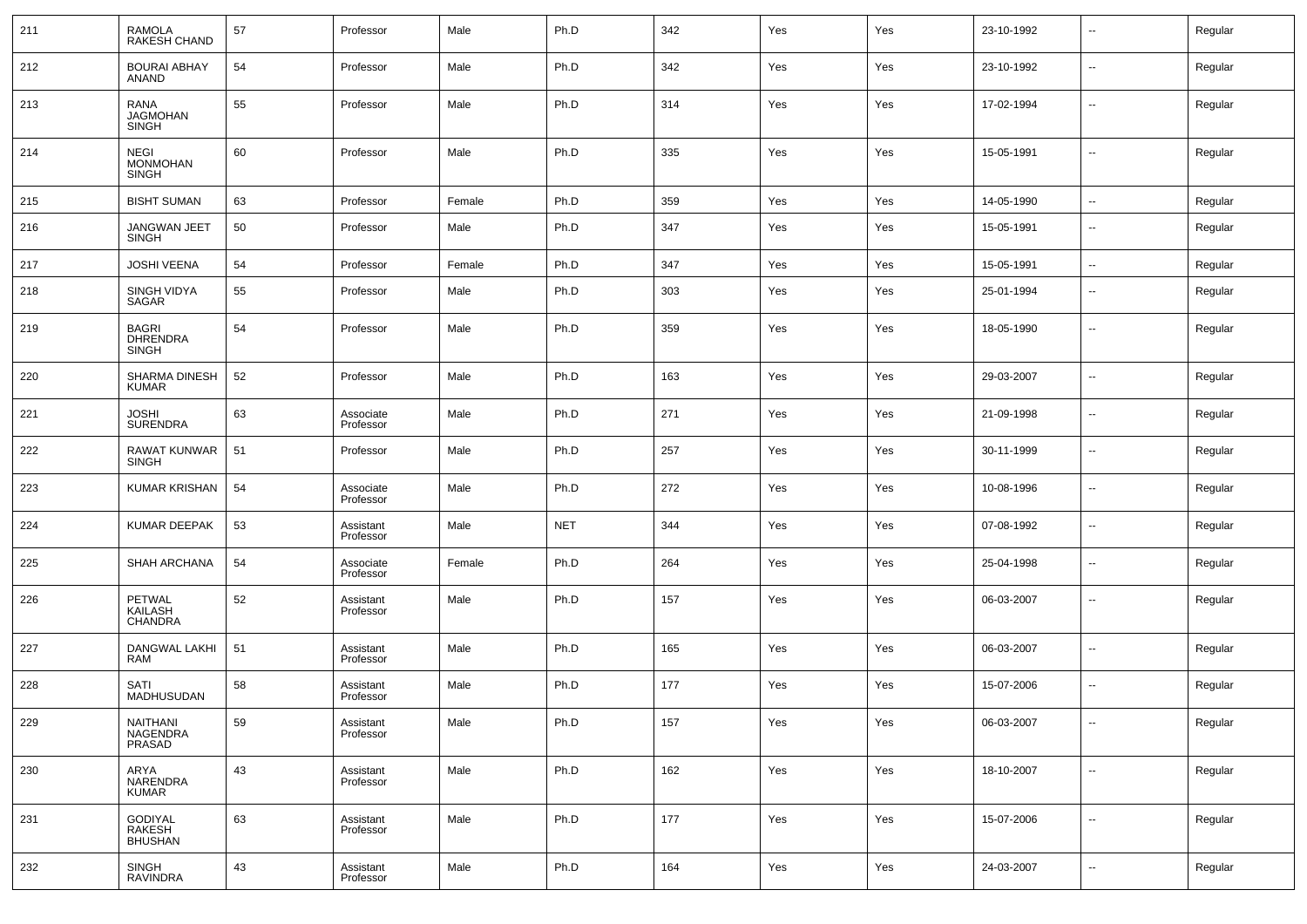| 211 | RAMOLA RAKESH CHAND | 57 | Professor | Male | Ph.D | 342 | Yes | Yes | 23-10-1992 | -- | Regular |
|---|---|---|---|---|---|---|---|---|---|---|---|
| 212 | BOURAI ABHAY ANAND | 54 | Professor | Male | Ph.D | 342 | Yes | Yes | 23-10-1992 | -- | Regular |
| 213 | RANA JAGMOHAN SINGH | 55 | Professor | Male | Ph.D | 314 | Yes | Yes | 17-02-1994 | -- | Regular |
| 214 | NEGI MONMOHAN SINGH | 60 | Professor | Male | Ph.D | 335 | Yes | Yes | 15-05-1991 | -- | Regular |
| 215 | BISHT SUMAN | 63 | Professor | Female | Ph.D | 359 | Yes | Yes | 14-05-1990 | -- | Regular |
| 216 | JANGWAN JEET SINGH | 50 | Professor | Male | Ph.D | 347 | Yes | Yes | 15-05-1991 | -- | Regular |
| 217 | JOSHI VEENA | 54 | Professor | Female | Ph.D | 347 | Yes | Yes | 15-05-1991 | -- | Regular |
| 218 | SINGH VIDYA SAGAR | 55 | Professor | Male | Ph.D | 303 | Yes | Yes | 25-01-1994 | -- | Regular |
| 219 | BAGRI DHRENDRA SINGH | 54 | Professor | Male | Ph.D | 359 | Yes | Yes | 18-05-1990 | -- | Regular |
| 220 | SHARMA DINESH KUMAR | 52 | Professor | Male | Ph.D | 163 | Yes | Yes | 29-03-2007 | -- | Regular |
| 221 | JOSHI SURENDRA | 63 | Associate Professor | Male | Ph.D | 271 | Yes | Yes | 21-09-1998 | -- | Regular |
| 222 | RAWAT KUNWAR SINGH | 51 | Professor | Male | Ph.D | 257 | Yes | Yes | 30-11-1999 | -- | Regular |
| 223 | KUMAR KRISHAN | 54 | Associate Professor | Male | Ph.D | 272 | Yes | Yes | 10-08-1996 | -- | Regular |
| 224 | KUMAR DEEPAK | 53 | Assistant Professor | Male | NET | 344 | Yes | Yes | 07-08-1992 | -- | Regular |
| 225 | SHAH ARCHANA | 54 | Associate Professor | Female | Ph.D | 264 | Yes | Yes | 25-04-1998 | -- | Regular |
| 226 | PETWAL KAILASH CHANDRA | 52 | Assistant Professor | Male | Ph.D | 157 | Yes | Yes | 06-03-2007 | -- | Regular |
| 227 | DANGWAL LAKHI RAM | 51 | Assistant Professor | Male | Ph.D | 165 | Yes | Yes | 06-03-2007 | -- | Regular |
| 228 | SATI MADHUSUDAN | 58 | Assistant Professor | Male | Ph.D | 177 | Yes | Yes | 15-07-2006 | -- | Regular |
| 229 | NAITHANI NAGENDRA PRASAD | 59 | Assistant Professor | Male | Ph.D | 157 | Yes | Yes | 06-03-2007 | -- | Regular |
| 230 | ARYA NARENDRA KUMAR | 43 | Assistant Professor | Male | Ph.D | 162 | Yes | Yes | 18-10-2007 | -- | Regular |
| 231 | GODIYAL RAKESH BHUSHAN | 63 | Assistant Professor | Male | Ph.D | 177 | Yes | Yes | 15-07-2006 | -- | Regular |
| 232 | SINGH RAVINDRA | 43 | Assistant Professor | Male | Ph.D | 164 | Yes | Yes | 24-03-2007 | -- | Regular |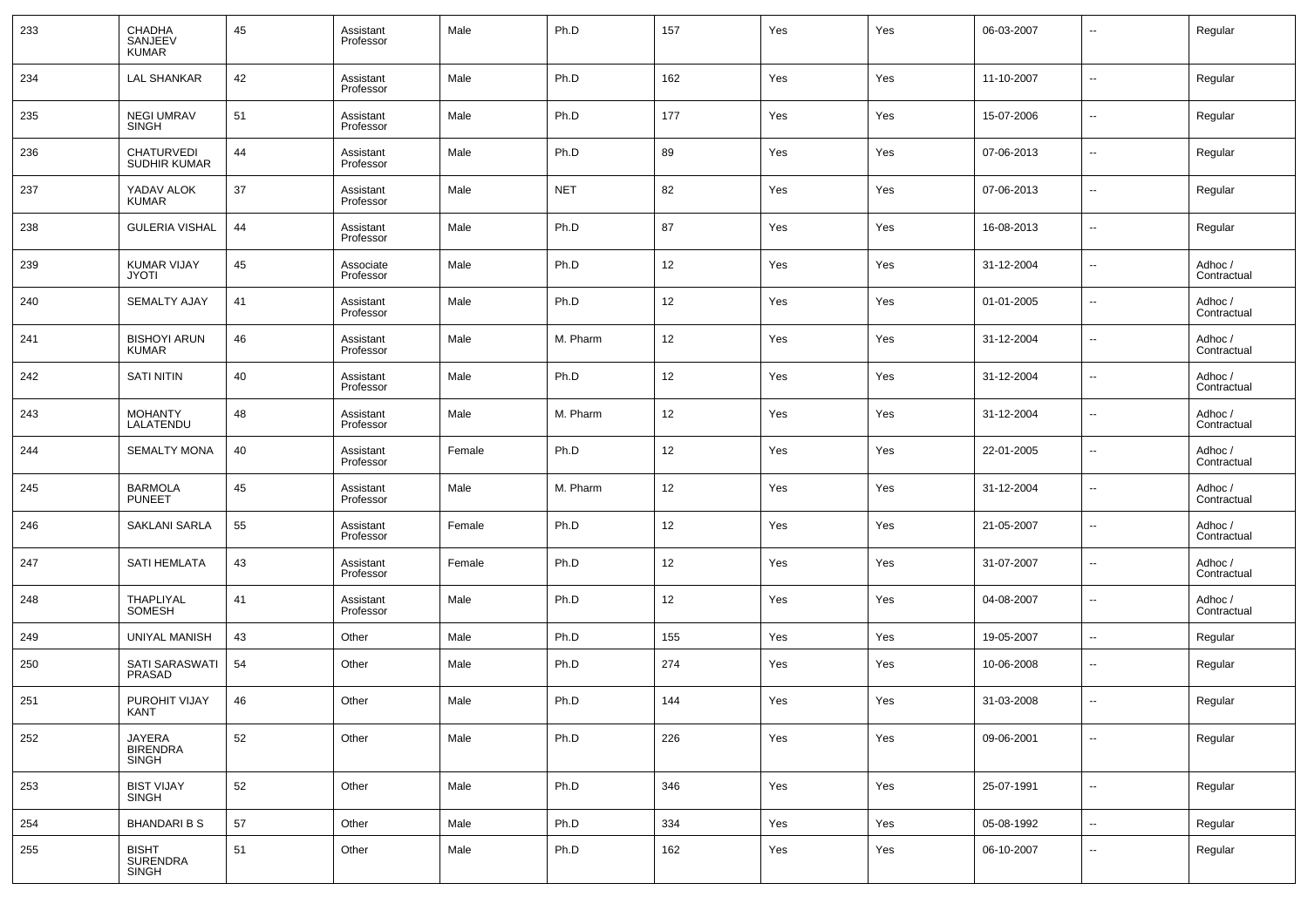| 233 | CHADHA SANJEEV KUMAR | 45 | Assistant Professor | Male | Ph.D | 157 | Yes | Yes | 06-03-2007 | -- | Regular |
|---|---|---|---|---|---|---|---|---|---|---|---|
| 234 | LAL SHANKAR | 42 | Assistant Professor | Male | Ph.D | 162 | Yes | Yes | 11-10-2007 | -- | Regular |
| 235 | NEGI UMRAV SINGH | 51 | Assistant Professor | Male | Ph.D | 177 | Yes | Yes | 15-07-2006 | -- | Regular |
| 236 | CHATURVEDI SUDHIR KUMAR | 44 | Assistant Professor | Male | Ph.D | 89 | Yes | Yes | 07-06-2013 | -- | Regular |
| 237 | YADAV ALOK KUMAR | 37 | Assistant Professor | Male | NET | 82 | Yes | Yes | 07-06-2013 | -- | Regular |
| 238 | GULERIA VISHAL | 44 | Assistant Professor | Male | Ph.D | 87 | Yes | Yes | 16-08-2013 | -- | Regular |
| 239 | KUMAR VIJAY JYOTI | 45 | Associate Professor | Male | Ph.D | 12 | Yes | Yes | 31-12-2004 | -- | Adhoc / Contractual |
| 240 | SEMALTY AJAY | 41 | Assistant Professor | Male | Ph.D | 12 | Yes | Yes | 01-01-2005 | -- | Adhoc / Contractual |
| 241 | BISHOYI ARUN KUMAR | 46 | Assistant Professor | Male | M. Pharm | 12 | Yes | Yes | 31-12-2004 | -- | Adhoc / Contractual |
| 242 | SATI NITIN | 40 | Assistant Professor | Male | Ph.D | 12 | Yes | Yes | 31-12-2004 | -- | Adhoc / Contractual |
| 243 | MOHANTY LALATENDU | 48 | Assistant Professor | Male | M. Pharm | 12 | Yes | Yes | 31-12-2004 | -- | Adhoc / Contractual |
| 244 | SEMALTY MONA | 40 | Assistant Professor | Female | Ph.D | 12 | Yes | Yes | 22-01-2005 | -- | Adhoc / Contractual |
| 245 | BARMOLA PUNEET | 45 | Assistant Professor | Male | M. Pharm | 12 | Yes | Yes | 31-12-2004 | -- | Adhoc / Contractual |
| 246 | SAKLANI SARLA | 55 | Assistant Professor | Female | Ph.D | 12 | Yes | Yes | 21-05-2007 | -- | Adhoc / Contractual |
| 247 | SATI HEMLATA | 43 | Assistant Professor | Female | Ph.D | 12 | Yes | Yes | 31-07-2007 | -- | Adhoc / Contractual |
| 248 | THAPLIYAL SOMESH | 41 | Assistant Professor | Male | Ph.D | 12 | Yes | Yes | 04-08-2007 | -- | Adhoc / Contractual |
| 249 | UNIYAL MANISH | 43 | Other | Male | Ph.D | 155 | Yes | Yes | 19-05-2007 | -- | Regular |
| 250 | SATI SARASWATI PRASAD | 54 | Other | Male | Ph.D | 274 | Yes | Yes | 10-06-2008 | -- | Regular |
| 251 | PUROHIT VIJAY KANT | 46 | Other | Male | Ph.D | 144 | Yes | Yes | 31-03-2008 | -- | Regular |
| 252 | JAYERA BIRENDRA SINGH | 52 | Other | Male | Ph.D | 226 | Yes | Yes | 09-06-2001 | -- | Regular |
| 253 | BIST VIJAY SINGH | 52 | Other | Male | Ph.D | 346 | Yes | Yes | 25-07-1991 | -- | Regular |
| 254 | BHANDARI B S | 57 | Other | Male | Ph.D | 334 | Yes | Yes | 05-08-1992 | -- | Regular |
| 255 | BISHT SURENDRA SINGH | 51 | Other | Male | Ph.D | 162 | Yes | Yes | 06-10-2007 | -- | Regular |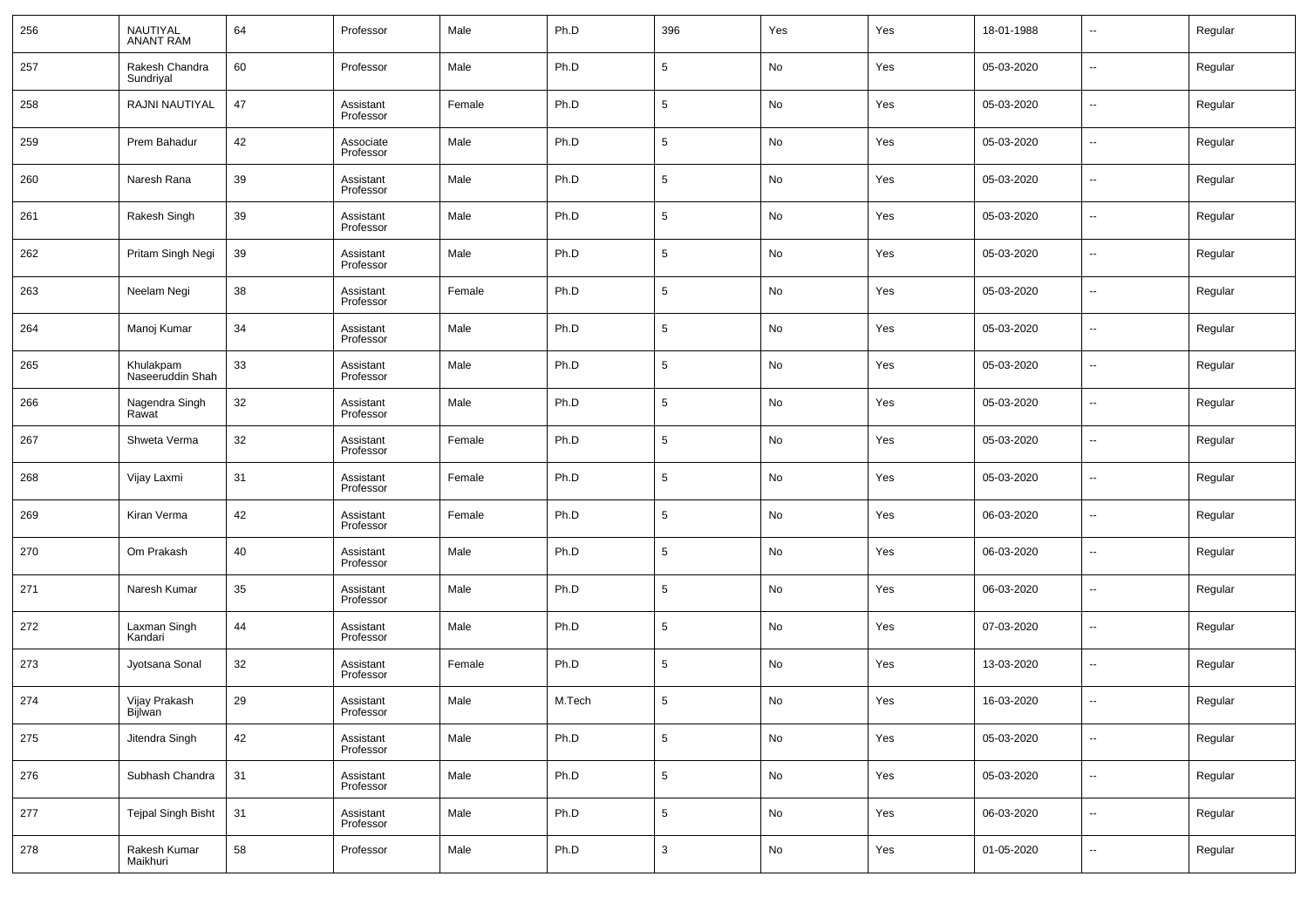| 256 | NAUTIYAL ANANT RAM | 64 | Professor | Male | Ph.D | 396 | Yes | Yes | 18-01-1988 | -- | Regular |
|---|---|---|---|---|---|---|---|---|---|---|---|
| 257 | Rakesh Chandra Sundriyal | 60 | Professor | Male | Ph.D | 5 | No | Yes | 05-03-2020 | -- | Regular |
| 258 | RAJNI NAUTIYAL | 47 | Assistant Professor | Female | Ph.D | 5 | No | Yes | 05-03-2020 | -- | Regular |
| 259 | Prem Bahadur | 42 | Associate Professor | Male | Ph.D | 5 | No | Yes | 05-03-2020 | -- | Regular |
| 260 | Naresh Rana | 39 | Assistant Professor | Male | Ph.D | 5 | No | Yes | 05-03-2020 | -- | Regular |
| 261 | Rakesh Singh | 39 | Assistant Professor | Male | Ph.D | 5 | No | Yes | 05-03-2020 | -- | Regular |
| 262 | Pritam Singh Negi | 39 | Assistant Professor | Male | Ph.D | 5 | No | Yes | 05-03-2020 | -- | Regular |
| 263 | Neelam Negi | 38 | Assistant Professor | Female | Ph.D | 5 | No | Yes | 05-03-2020 | -- | Regular |
| 264 | Manoj Kumar | 34 | Assistant Professor | Male | Ph.D | 5 | No | Yes | 05-03-2020 | -- | Regular |
| 265 | Khulakpam Naseeruddin Shah | 33 | Assistant Professor | Male | Ph.D | 5 | No | Yes | 05-03-2020 | -- | Regular |
| 266 | Nagendra Singh Rawat | 32 | Assistant Professor | Male | Ph.D | 5 | No | Yes | 05-03-2020 | -- | Regular |
| 267 | Shweta Verma | 32 | Assistant Professor | Female | Ph.D | 5 | No | Yes | 05-03-2020 | -- | Regular |
| 268 | Vijay Laxmi | 31 | Assistant Professor | Female | Ph.D | 5 | No | Yes | 05-03-2020 | -- | Regular |
| 269 | Kiran Verma | 42 | Assistant Professor | Female | Ph.D | 5 | No | Yes | 06-03-2020 | -- | Regular |
| 270 | Om Prakash | 40 | Assistant Professor | Male | Ph.D | 5 | No | Yes | 06-03-2020 | -- | Regular |
| 271 | Naresh Kumar | 35 | Assistant Professor | Male | Ph.D | 5 | No | Yes | 06-03-2020 | -- | Regular |
| 272 | Laxman Singh Kandari | 44 | Assistant Professor | Male | Ph.D | 5 | No | Yes | 07-03-2020 | -- | Regular |
| 273 | Jyotsana Sonal | 32 | Assistant Professor | Female | Ph.D | 5 | No | Yes | 13-03-2020 | -- | Regular |
| 274 | Vijay Prakash Bijlwan | 29 | Assistant Professor | Male | M.Tech | 5 | No | Yes | 16-03-2020 | -- | Regular |
| 275 | Jitendra Singh | 42 | Assistant Professor | Male | Ph.D | 5 | No | Yes | 05-03-2020 | -- | Regular |
| 276 | Subhash Chandra | 31 | Assistant Professor | Male | Ph.D | 5 | No | Yes | 05-03-2020 | -- | Regular |
| 277 | Tejpal Singh Bisht | 31 | Assistant Professor | Male | Ph.D | 5 | No | Yes | 06-03-2020 | -- | Regular |
| 278 | Rakesh Kumar Maikhuri | 58 | Professor | Male | Ph.D | 3 | No | Yes | 01-05-2020 | -- | Regular |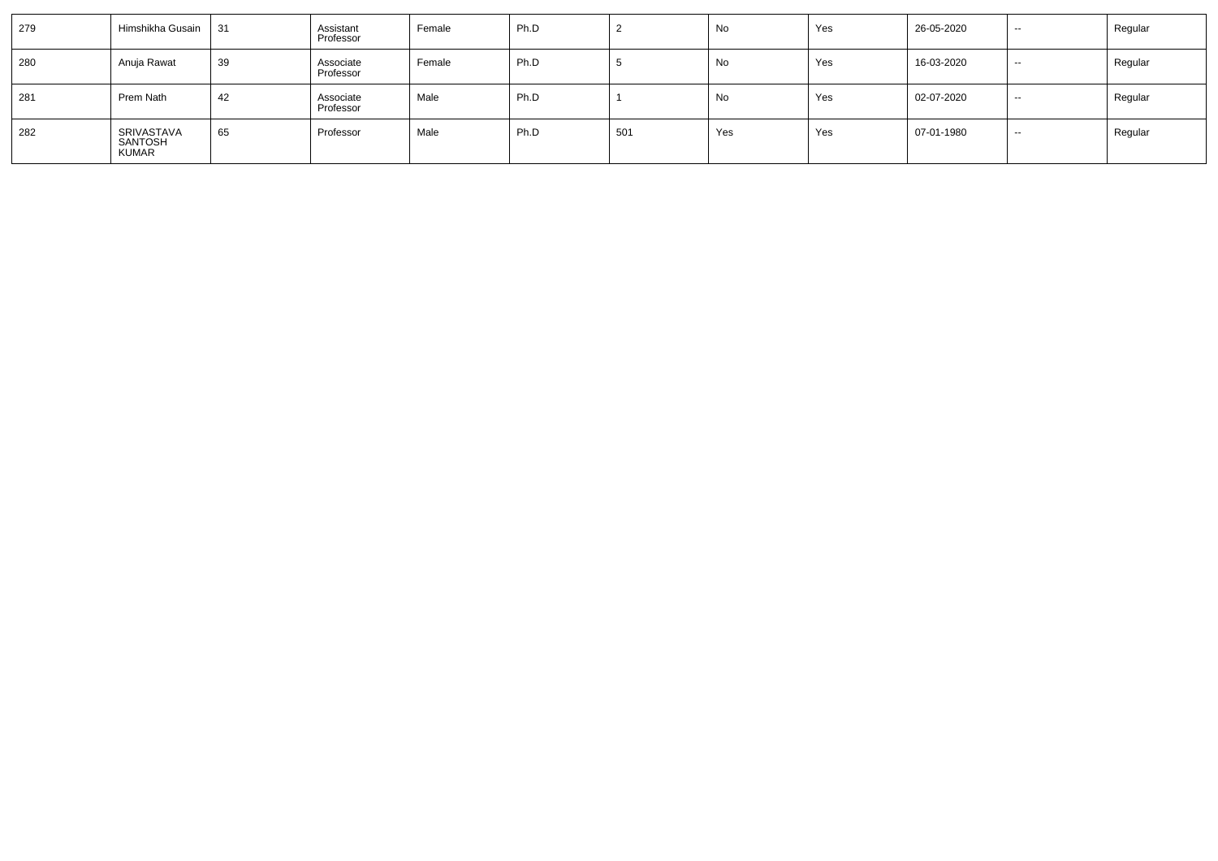| | | | | | | | | | | | |
|---|---|---|---|---|---|---|---|---|---|---|---|
| 279 | Himshikha Gusain | 31 | Assistant Professor | Female | Ph.D | 2 | No | Yes | 26-05-2020 | -- | Regular |
| 280 | Anuja Rawat | 39 | Associate Professor | Female | Ph.D | 5 | No | Yes | 16-03-2020 | -- | Regular |
| 281 | Prem Nath | 42 | Associate Professor | Male | Ph.D | 1 | No | Yes | 02-07-2020 | -- | Regular |
| 282 | SRIVASTAVA SANTOSH KUMAR | 65 | Professor | Male | Ph.D | 501 | Yes | Yes | 07-01-1980 | -- | Regular |